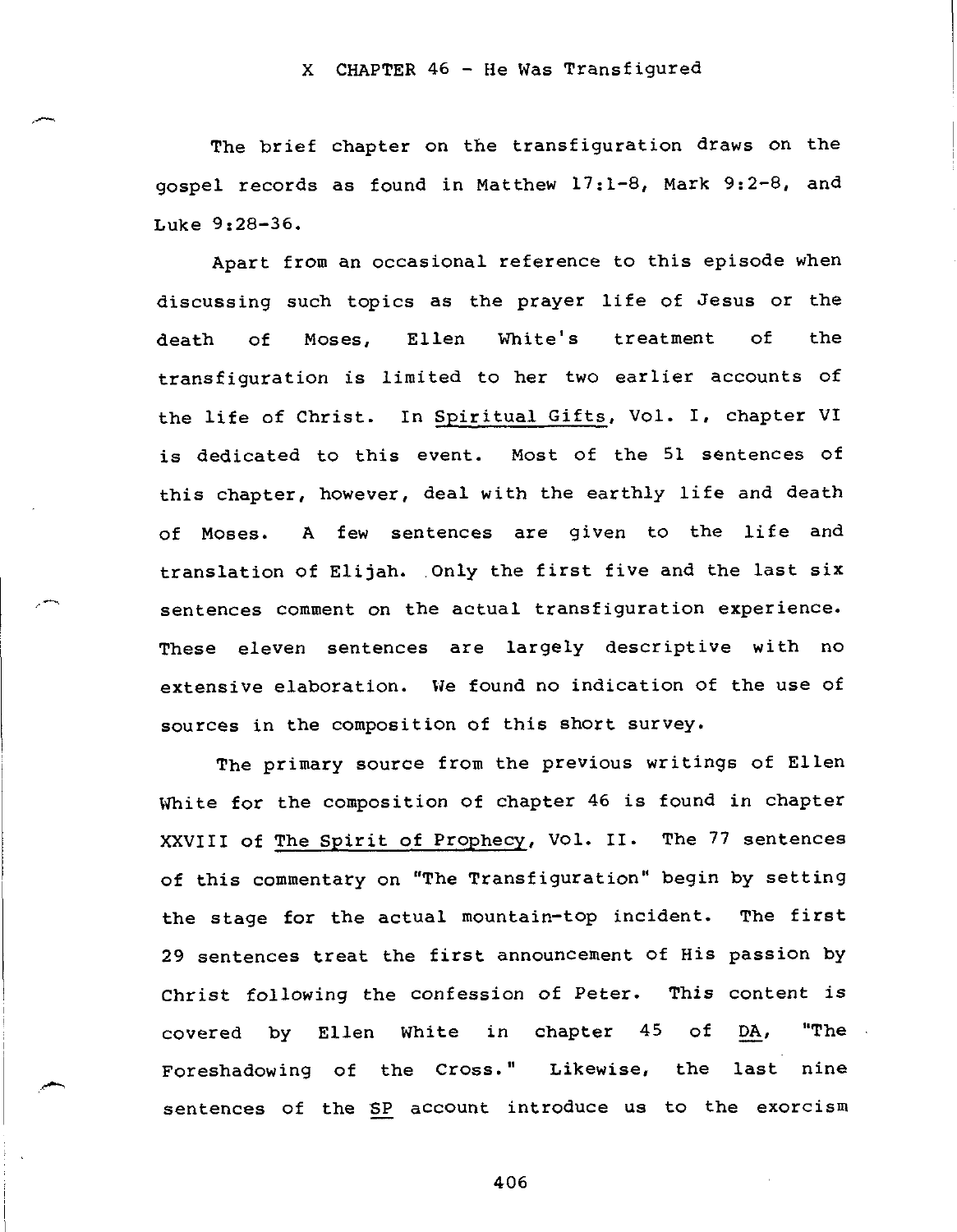# X CHAPTER 46 - He Was Transfigured

The brief chapter on the transfiguration draws on the gospel records as found in Matthew 17:1-8, Mark 9:2-8, and Luke 9:28-36.

Apart from an occasional reference to this episode when discussing such topics as the prayer life of Jesus or the death of Moses, Ellen White's treatment of the transfiguration is limited to her two earlier accounts of the life of Christ. In Spiritual Gifts, Vol. I, chapter VI is dedicated to this event. Most of the 51 sentences of this chapter, however, deal with the earthly life and death of Moses. A few sentences are given to the life and translation of Elijah. Only the first five and the last six sentences comment on the actual transfiguration experience. These eleven sentences are largely descriptive with no extensive elaboration. We found no indication of the use of sources in the composition of this short survey.

The primary source from the previous writings of Ellen White for the composition of chapter 46 is found in chapter XXVIII of The Spirit of Prophecy, Vol. II. The 77 sentences of this commentary on "The Transfiguration" begin by setting the stage for the actual mountain-top incident. The first 29 sentences treat the first announcement of His passion by Christ following the confession of Peter. This content is covered by Ellen White in chapter 45 of DA, "The Foreshadowing of the Cross." Likewise, the last nine sentences of the SP account introduce us to the exorcism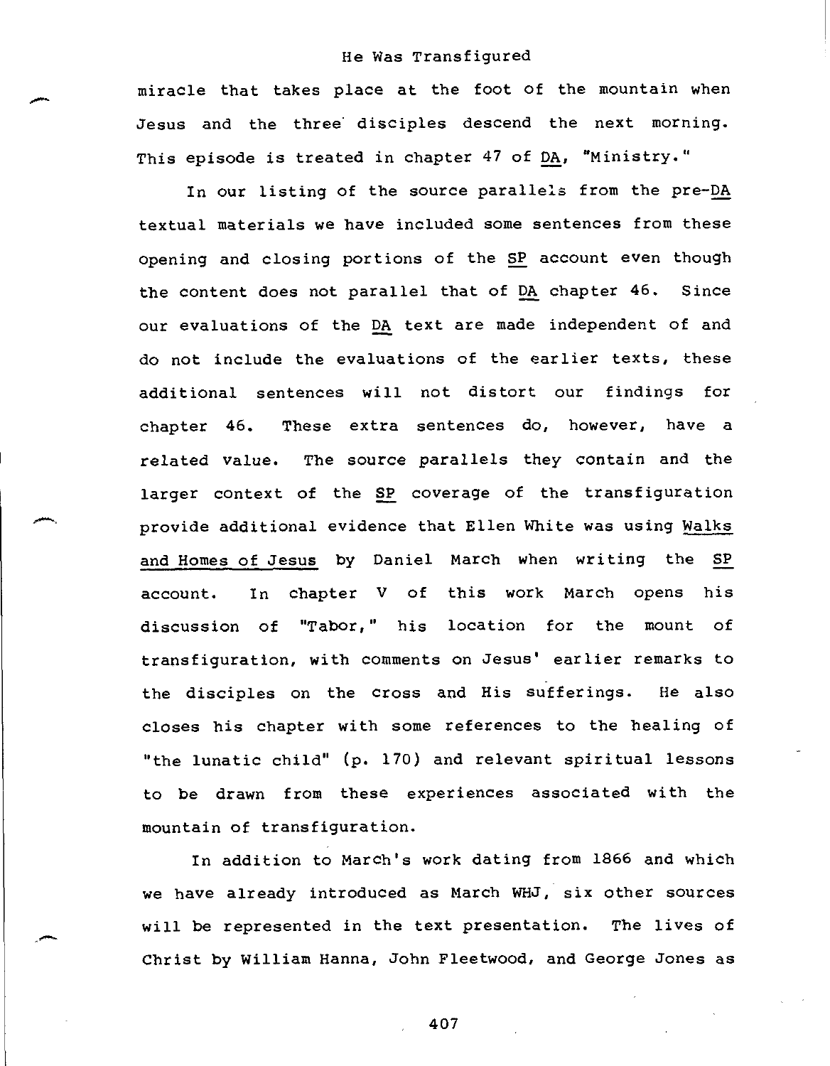miracle that takes place at the foot of the mountain when Jesus and the three disciples descend the next morning. This episode is treated in chapter 47 of DA, "Ministry."

In our listing of the source parallels from the pre-DA textual materials we have included some sentences from these opening and closing portions of the SP account even though the content does not parallel that of DA chapter 46. Since our evaluations of the DA text are made independent of and do not include the evaluations of the earlier texts, these additional sentences will not distort our findings for chapter 46. These extra sentences do, however, have a related value. The source parallels they contain and the larger context of the SP coverage of the transfiguration provide additional evidence that Ellen White was using Walks and Homes of Jesus by Daniel March when writing the SP account. In chapter V of this work March opens his discussion of "Tabor," his location for the mount of transfiguration, with comments on Jesus' earlier remarks to the disciples on the cross and His sufferings. He also closes his chapter with some references to the healing of "the lunatic child" (p. 170) and relevant spiritual lessons to be drawn from these experiences associated with the mountain of transfiguration.

In addition to March's work dating from 1866 and which we have already introduced as March WHJ, six other sources will be represented in the text presentation. The lives of Christ by William Hanna, John Fleetwood, and George Jones as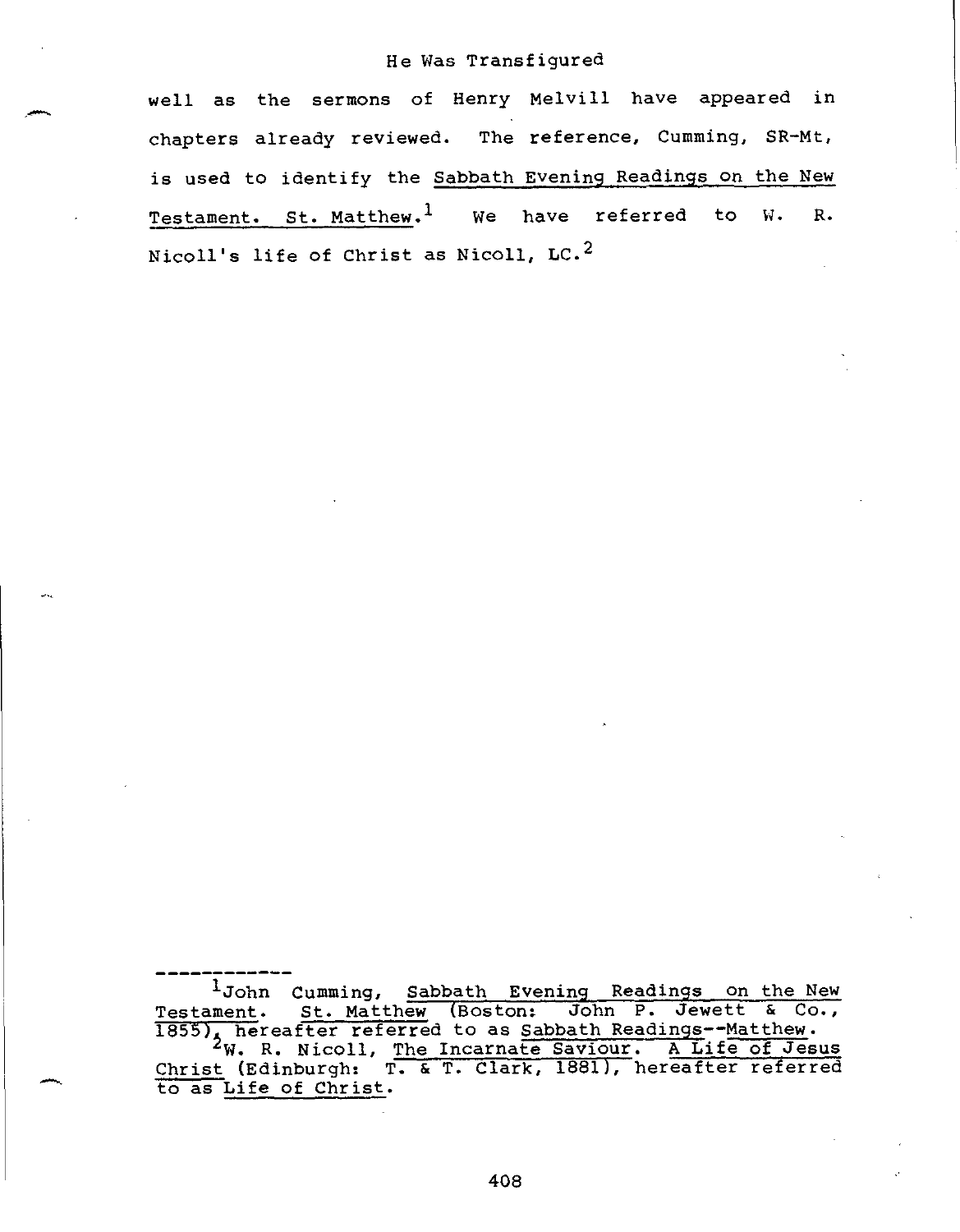well as the sermons of Henry Melvill have appeared in chapters already reviewed. The reference, Cumming, SR-Mt, is used to identify the Sabbath Evening Readings on the New Testament. St. Matthew.[1] We have referred to W. R. Nicoll's life of Christ as Nicoll, LC.[2]

---

[1]John Cumming, Sabbath Evening Readings on the New Testament. St. Matthew (Boston: John P. Jewett & Co., 1855), hereafter referred to as Sabbath Readings--Matthew.

[2]W. R. Nicoll, The Incarnate Saviour. A Life of Jesus Christ (Edinburgh: T. & T. Clark, 1881), hereafter referred to as Life of Christ.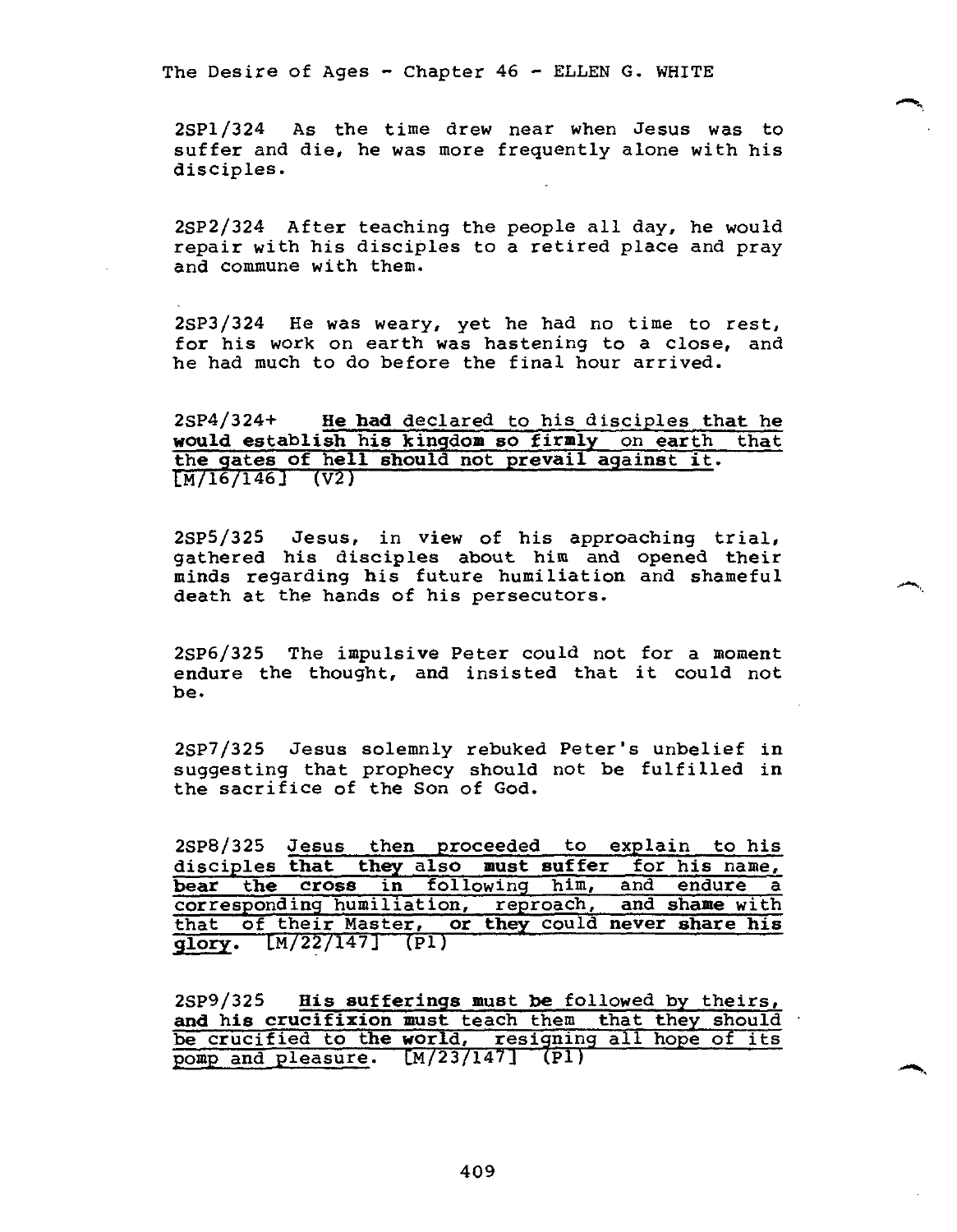2SP1/324 As the time drew near when Jesus was to suffer and die, he was more frequently alone with his disciples.

2SP2/324 After teaching the people all day, he would repair with his disciples to a retired place and pray and commune with them.

2SP3/324 He was weary, yet he had no time to rest, for his work on earth was hastening to a close, and he had much to do before the final hour arrived.

2SP4/324+ **He had** declared to his disciples **that he would establish his kingdom so firmly** on earth that the gates of hell should not prevail against it. [M/16/146] (V2)

2SP5/325 Jesus, in view of his approaching trial, gathered his disciples about him and opened their minds regarding his future humiliation and shameful death at the hands of his persecutors.

2SP6/325 The impulsive Peter could not for a moment endure the thought, and insisted that it could not be.

2SP7/325 Jesus solemnly rebuked Peter's unbelief in suggesting that prophecy should not be fulfilled in the sacrifice of the Son of God.

2SP8/325 Jesus then proceeded to explain to his disciples **that they** also **must suffer** for his name, **bear the cross** in following him, and endure a corresponding humiliation, reproach, and **shame** with that of their Master, **or they** could **never share his glory**. [M/22/147] (P1)

2SP9/325 **His sufferings must be** followed by theirs, **and his crucifixion must** teach them that they should be crucified to **the world**, resigning all hope of its pomp and pleasure. [M/23/147] (P1)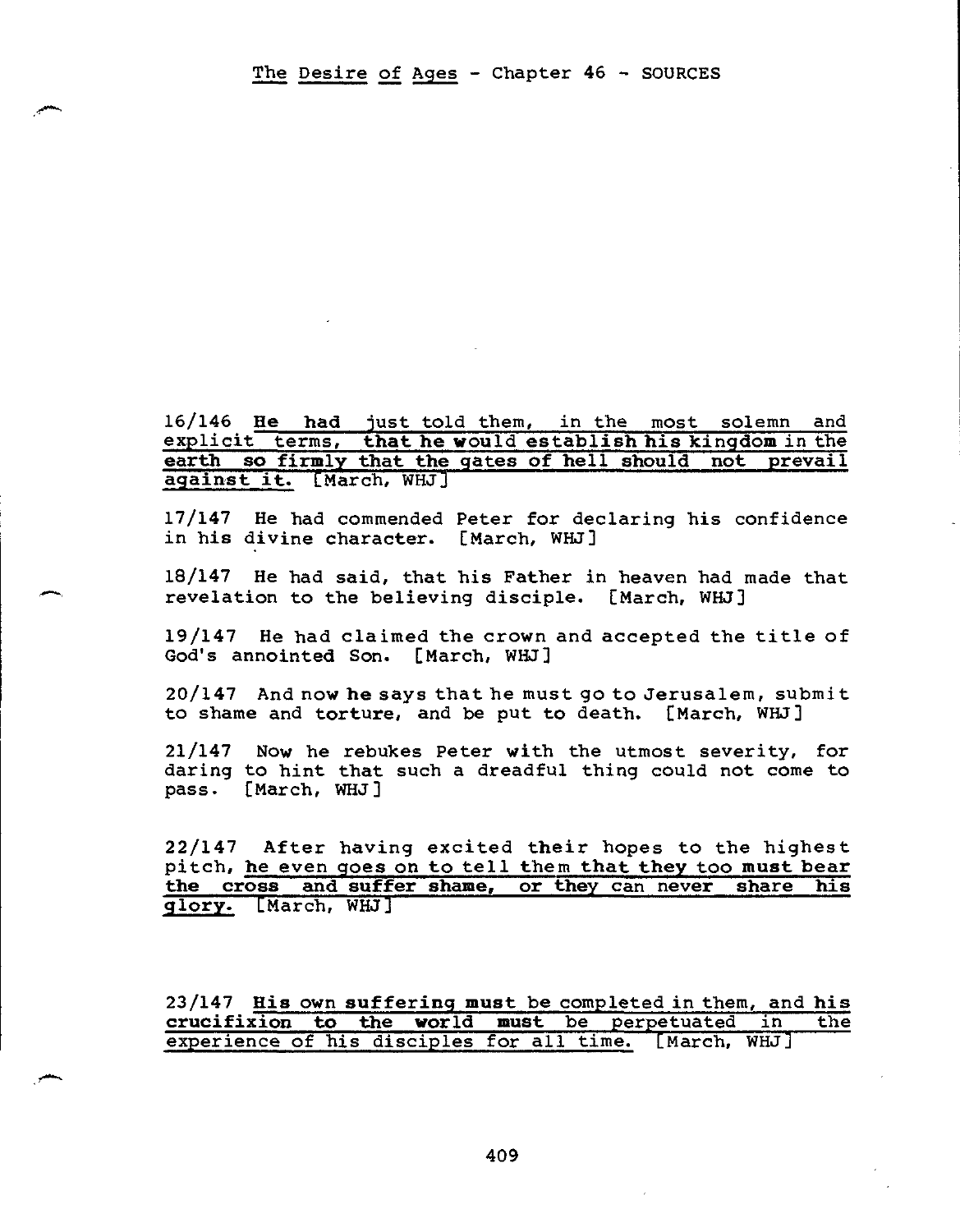The Desire of Ages - Chapter 46 - SOURCES

16/146 He had just told them, in the most solemn and explicit terms, that he would establish his kingdom in the earth so firmly that the gates of hell should not prevail against it. [March, WHJ]

17/147 He had commended Peter for declaring his confidence in his divine character. [March, WHJ]

18/147 He had said, that his Father in heaven had made that revelation to the believing disciple. [March, WHJ]

19/147 He had claimed the crown and accepted the title of God's annointed Son. [March, WHJ]

20/147 And now he says that he must go to Jerusalem, submit to shame and torture, and be put to death. [March, WHJ]

21/147 Now he rebukes Peter with the utmost severity, for daring to hint that such a dreadful thing could not come to pass. [March, WHJ]

22/147 After having excited their hopes to the highest pitch, he even goes on to tell them that they too must bear the cross and suffer shame, or they can never share his glory. [March, WHJ]

23/147 His own suffering must be completed in them, and his crucifixion to the world must be perpetuated in the experience of his disciples for all time. [March, WHJ]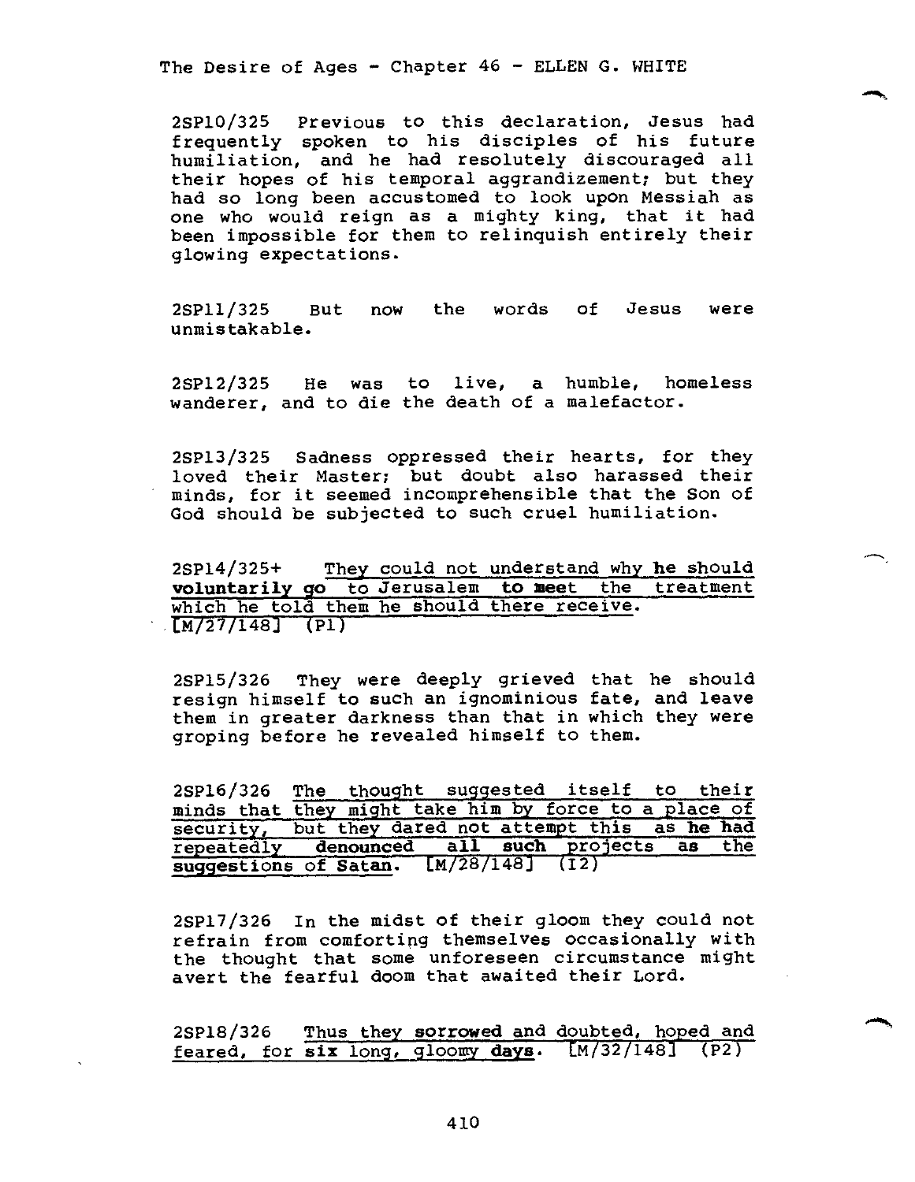2SP10/325 Previous to this declaration, Jesus had frequently spoken to his disciples of his future humiliation, and he had resolutely discouraged all their hopes of his temporal aggrandizement; but they had so long been accustomed to look upon Messiah as one who would reign as a mighty king, that it had been impossible for them to relinquish entirely their glowing expectations.

2SP11/325 But now the words of Jesus were unmistakable.

2SP12/325 He was to live, a humble, homeless wanderer, and to die the death of a malefactor.

2SP13/325 Sadness oppressed their hearts, for they loved their Master; but doubt also harassed their minds, for it seemed incomprehensible that the Son of God should be subjected to such cruel humiliation.

2SP14/325+ They could not understand why **he** should **voluntarily go** to Jerusalem **to meet** the treatment which he told them he should there receive. [M/27/148] (P1)

2SP15/326 They were deeply grieved that he should resign himself to such an ignominious fate, and leave them in greater darkness than that in which they were groping before he revealed himself to them.

2SP16/326 The thought suggested itself to their minds that they might take him by force to a place of security, but they dared not attempt this as **he had** repeatedly **denounced all such** projects **as** the **suggestions of Satan**. [M/28/148] (I2)

2SP17/326 In the midst of their gloom they could not refrain from comforting themselves occasionally with the thought that some unforeseen circumstance might avert the fearful doom that awaited their Lord.

2SP18/326 Thus they **sorrowed** and doubted, hoped and feared, for **six** long, gloomy **days**. [M/32/148] (P2)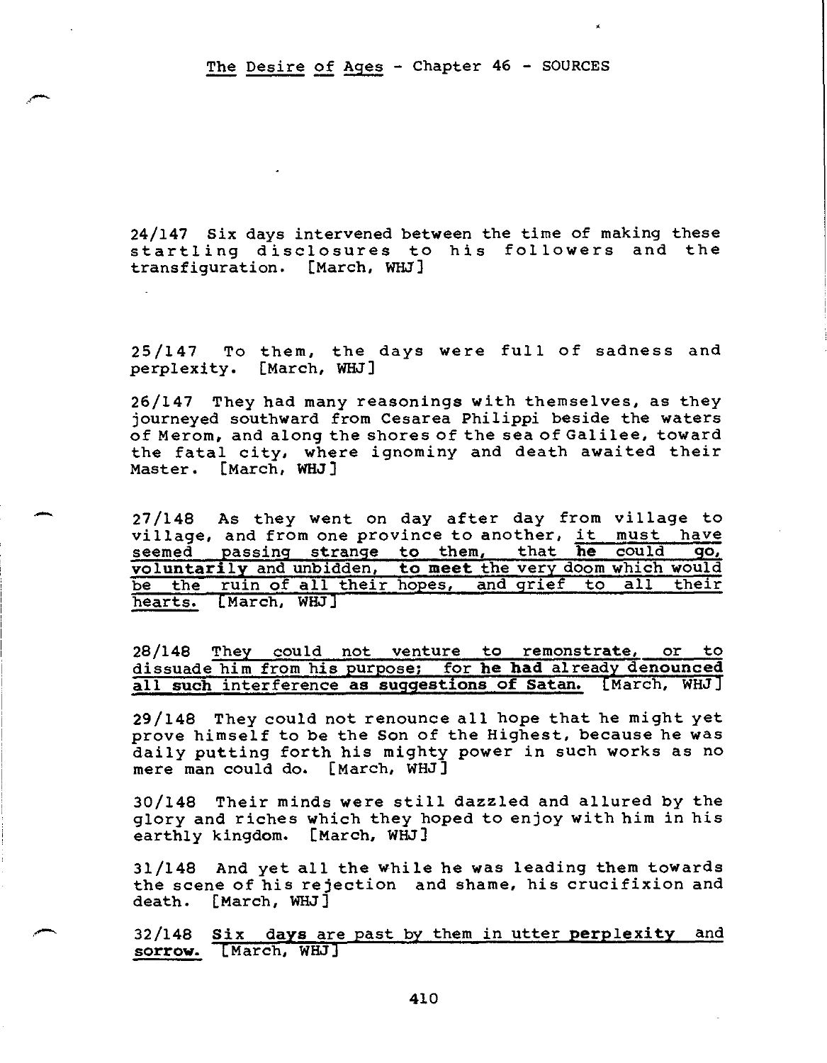The Desire of Ages - Chapter 46 - SOURCES

24/147 Six days intervened between the time of making these startling disclosures to his followers and the transfiguration. [March, WHJ]

25/147 To them, the days were full of sadness and perplexity. [March, WHJ]

26/147 They had many reasonings with themselves, as they journeyed southward from Cesarea Philippi beside the waters of Merom, and along the shores of the sea of Galilee, toward the fatal city, where ignominy and death awaited their Master. [March, WHJ]

27/148 As they went on day after day from village to village, and from one province to another, it must have seemed passing strange to them, that **he** could go, **voluntarily** and unbidden, **to meet** the very doom which would be the ruin of all their hopes, and grief to all their hearts. [March, WHJ]

28/148 They could not venture to remonstrate, or to dissuade him from his purpose; for **he had** already **denounced all such** interference **as suggestions of Satan.** [March, WHJ]

29/148 They could not renounce all hope that he might yet prove himself to be the Son of the Highest, because he was daily putting forth his mighty power in such works as no mere man could do. [March, WHJ]

30/148 Their minds were still dazzled and allured by the glory and riches which they hoped to enjoy with him in his earthly kingdom. [March, WHJ]

31/148 And yet all the while he was leading them towards the scene of his rejection and shame, his crucifixion and death. [March, WHJ]

32/148 **Six days** are past by them in utter **perplexity** and **sorrow.** [March, WHJ]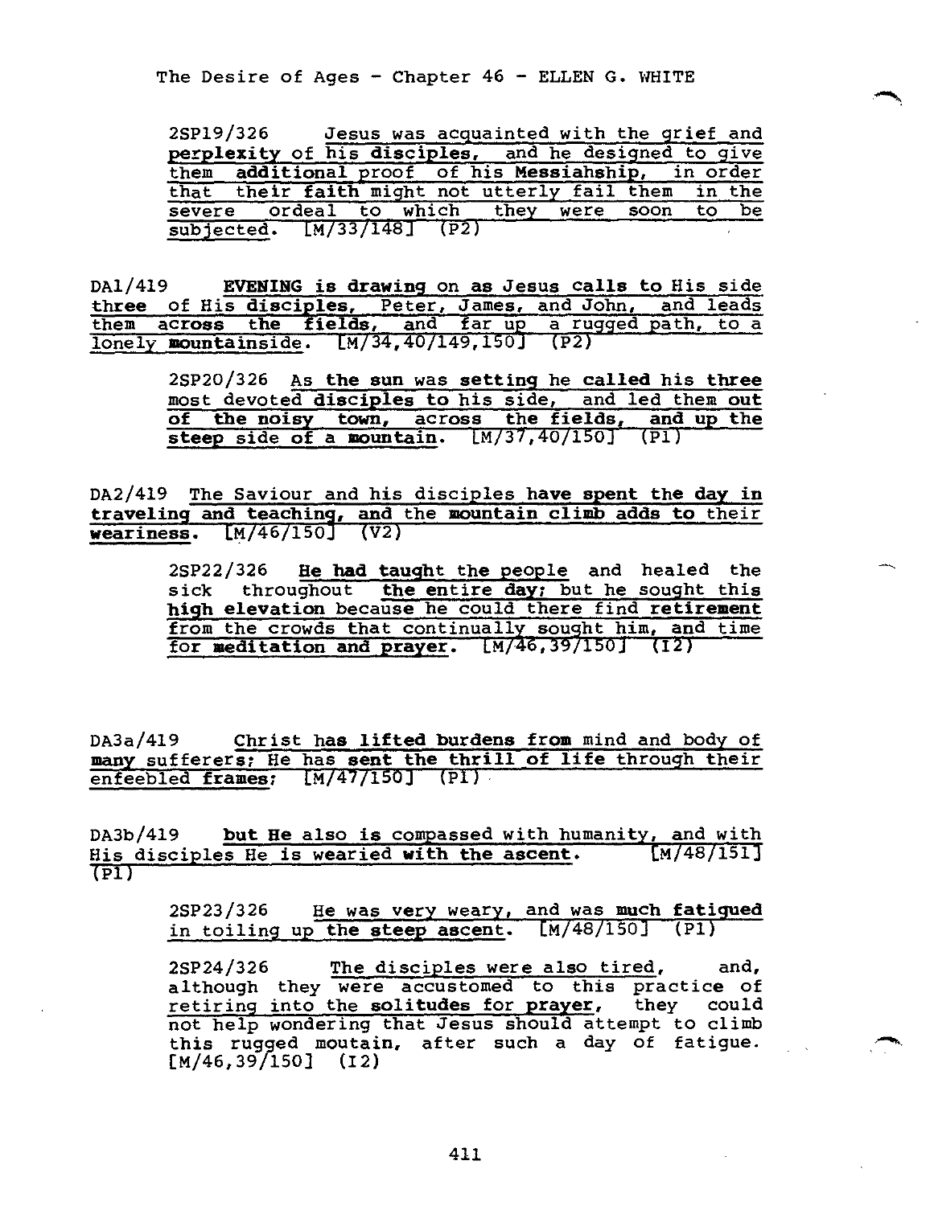2SP19/326 Jesus was acquainted with the grief and **perplexity** of his **disciples**, and he designed to give them **additional** proof of his **Messiahship**, in order that their **faith** might not utterly fail them in the severe ordeal to which they were soon to be subjected. [M/33/148] (P2)

DA1/419 **EVENING is drawing** on **as** Jesus **calls to** His side **three** of His **disciples**, Peter, James, and John, and leads them **across the fields**, and far up a rugged path, to a lonely **mountain**side. [M/34,40/149,150] (P2)

2SP20/326 As **the sun** was **setting** he **called** his **three** most devoted **disciples to** his side, and led them **out of the noisy town**, across **the fields**, **and** up **the steep** side **of** a **mountain**. [M/37,40/150] (P1)

DA2/419 The Saviour and his disciples **have spent the day in traveling and teaching, and** the **mountain climb adds to** their **weariness**. [M/46/150] (V2)

2SP22/326 **He had taught** the **people** and healed the sick throughout **the entire day**; but he sought this **high elevation** because he could there find **retirement** from the crowds that continually sought him, and time for **meditation and prayer**. [M/46,39/150] (I2)

DA3a/419 Christ **has lifted burdens from** mind and body of **many** sufferers; He has **sent the thrill of life** through their enfeebled **frames**; [M/47/150] (P1)

DA3b/419 **but He** also is compassed with humanity, and with His disciples He **is wearied with the ascent**. [M/48/151] (P1)

2SP23/326 He was very weary, and was **much fatigued** in toiling up **the steep ascent**. [M/48/150] (P1)

2SP24/326 The disciples were also tired, and, although they were accustomed to this practice of retiring into the **solitudes for prayer**, they could not help wondering that Jesus should attempt to climb this rugged moutain, after such a day of fatigue. [M/46,39/150] (I2)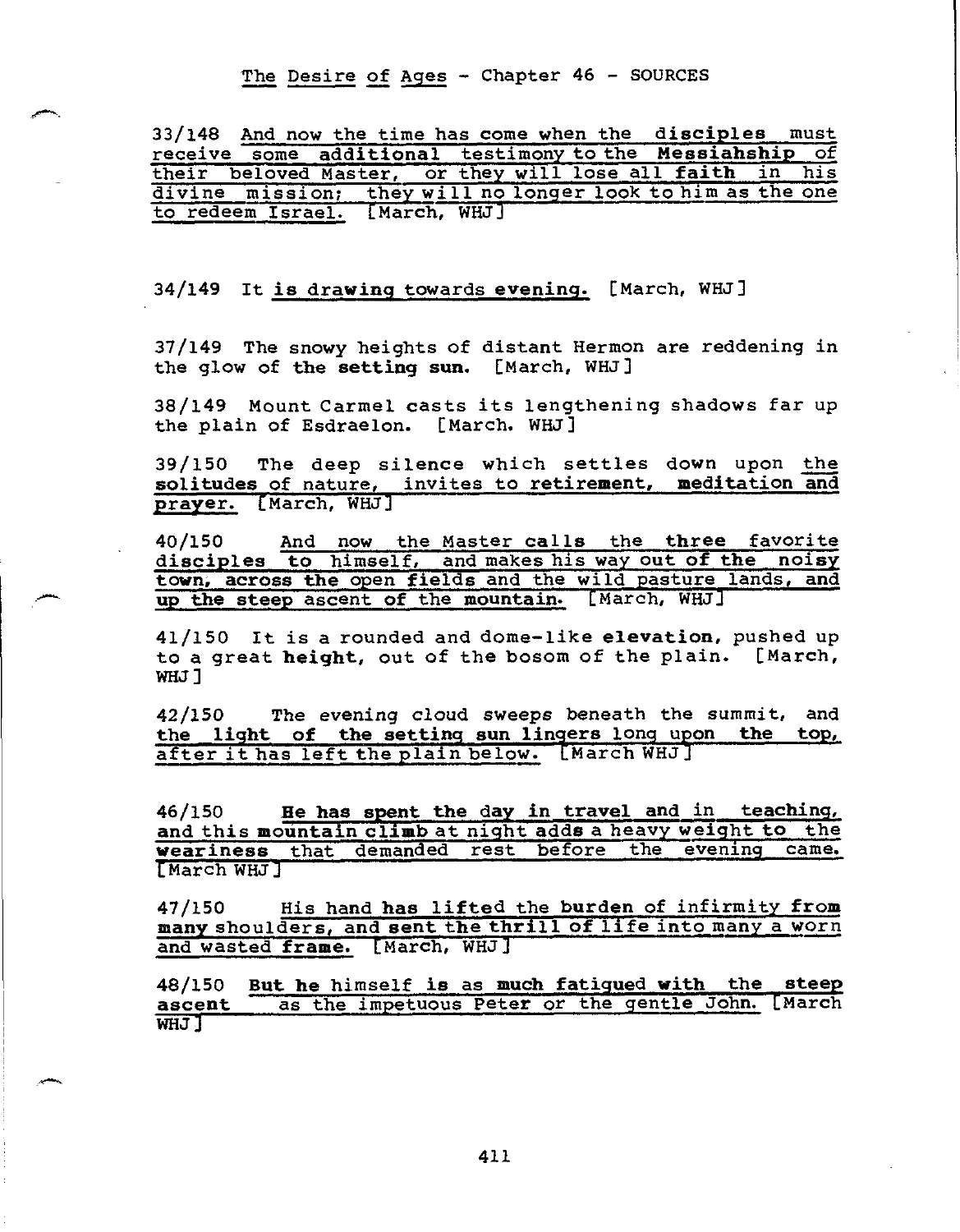The Desire of Ages - Chapter 46 - SOURCES

33/148 And now the time has come when the disciples must receive some additional testimony to the Messiahship of their beloved Master, or they will lose all faith in his divine mission; they will no longer look to him as the one to redeem Israel. [March, WHJ]

34/149 It is drawing towards evening. [March, WHJ]

37/149 The snowy heights of distant Hermon are reddening in the glow of the setting sun. [March, WHJ]

38/149 Mount Carmel casts its lengthening shadows far up the plain of Esdraelon. [March. WHJ]

39/150 The deep silence which settles down upon the solitudes of nature, invites to retirement, meditation and prayer. [March, WHJ]

40/150 And now the Master calls the three favorite disciples to himself, and makes his way out of the noisy town, across the open fields and the wild pasture lands, and up the steep ascent of the mountain. [March, WHJ]

41/150 It is a rounded and dome-like elevation, pushed up to a great height, out of the bosom of the plain. [March, WHJ]

42/150 The evening cloud sweeps beneath the summit, and the light of the setting sun lingers long upon the top, after it has left the plain below. [March WHJ]

46/150 He has spent the day in travel and in teaching, and this mountain climb at night adds a heavy weight to the weariness that demanded rest before the evening came. [March WHJ]

47/150 His hand has lifted the burden of infirmity from many shoulders, and sent the thrill of life into many a worn and wasted frame. [March, WHJ]

48/150 But he himself is as much fatigued with the steep ascent as the impetuous Peter or the gentle John. [March WHJ]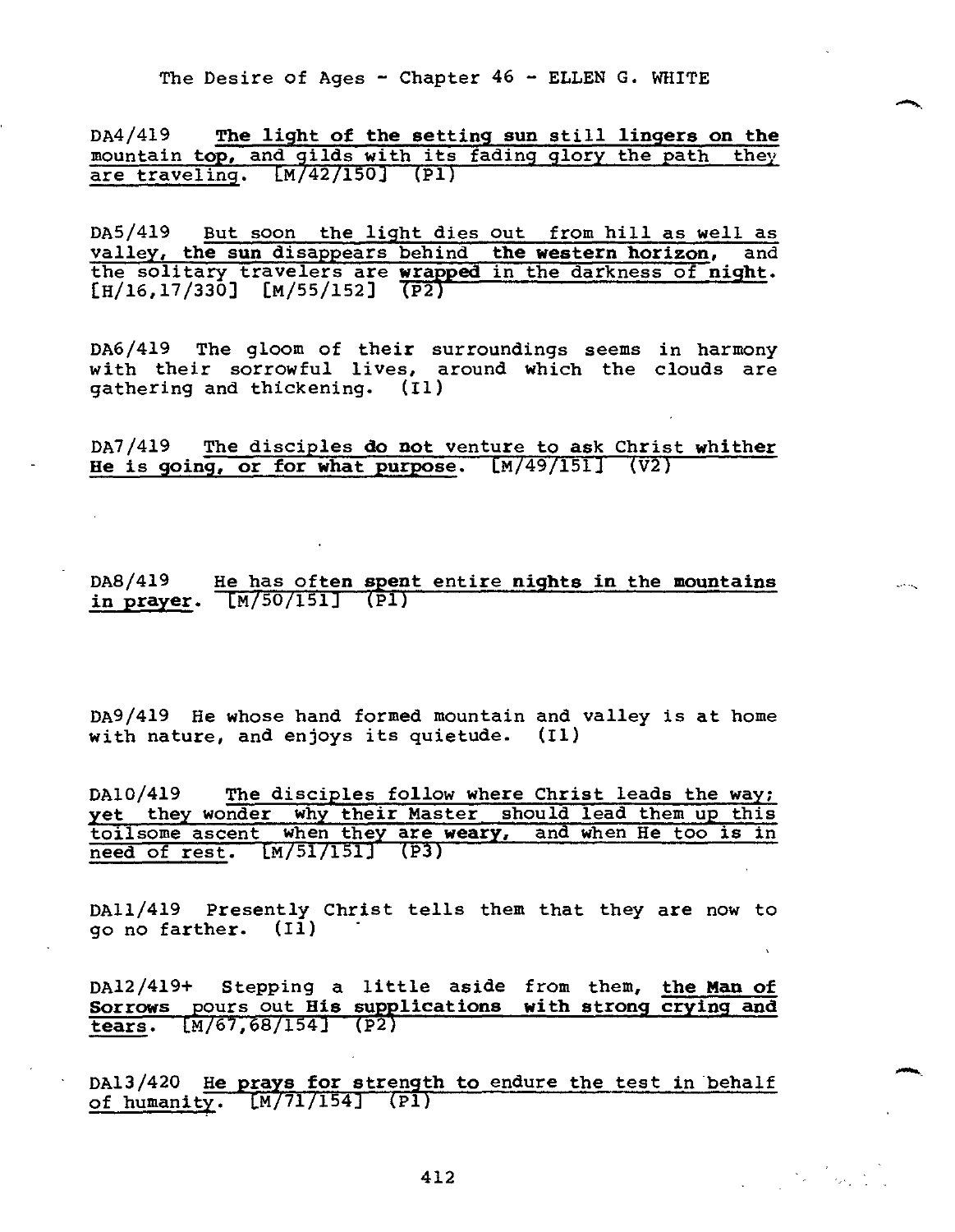The Desire of Ages - Chapter 46 - ELLEN G. WHITE

DA4/419 The light of the setting sun still lingers on the mountain top, and gilds with its fading glory the path they are traveling. [M/42/150] (P1)

DA5/419 But soon the light dies out from hill as well as valley, the sun disappears behind the western horizon, and the solitary travelers are wrapped in the darkness of night. [H/16,17/330] [M/55/152] (P2)

DA6/419 The gloom of their surroundings seems in harmony with their sorrowful lives, around which the clouds are gathering and thickening. (I1)

DA7/419 The disciples do not venture to ask Christ whither He is going, or for what purpose. [M/49/151] (V2)

DA8/419 He has often spent entire nights in the mountains in prayer. [M/50/151] (P1)

DA9/419 He whose hand formed mountain and valley is at home with nature, and enjoys its quietude. (I1)

DA10/419 The disciples follow where Christ leads the way; yet they wonder why their Master should lead them up this toilsome ascent when they are weary, and when He too is in need of rest. [M/51/151] (P3)

DA11/419 Presently Christ tells them that they are now to go no farther. (I1)

DA12/419+ Stepping a little aside from them, the Man of Sorrows pours out His supplications with strong crying and tears. [M/67,68/154] (P2)

DA13/420 He prays for strength to endure the test in behalf of humanity. [M/71/154] (P1)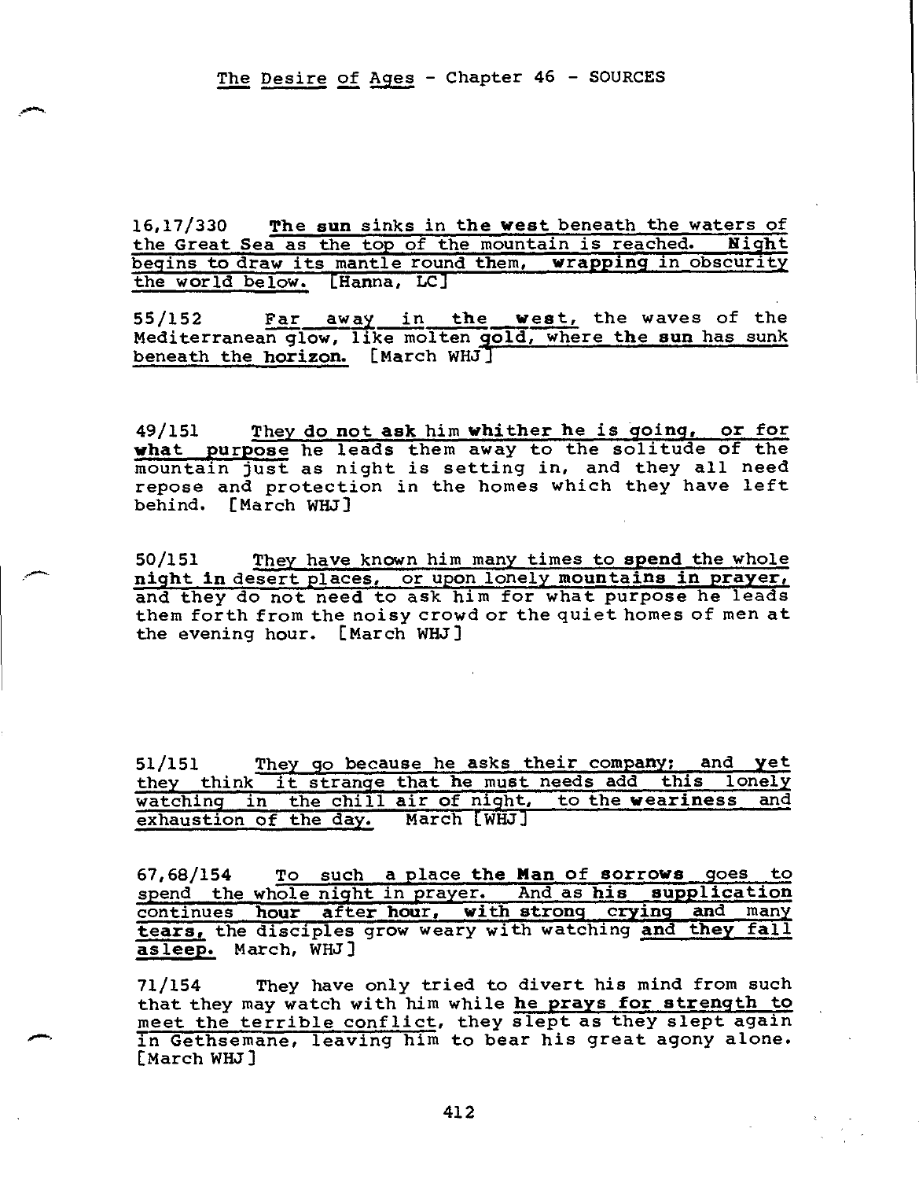The Desire of Ages - Chapter 46 - SOURCES

16,17/330 The sun sinks in the west beneath the waters of the Great Sea as the top of the mountain is reached. Night begins to draw its mantle round them, wrapping in obscurity the world below. [Hanna, LC]

55/152 Far away in the west, the waves of the Mediterranean glow, like molten gold, where the sun has sunk beneath the horizon. [March WHJ]

49/151 They do not ask him whither he is going, or for what purpose he leads them away to the solitude of the mountain just as night is setting in, and they all need repose and protection in the homes which they have left behind. [March WHJ]

50/151 They have known him many times to spend the whole night in desert places, or upon lonely mountains in prayer, and they do not need to ask him for what purpose he leads them forth from the noisy crowd or the quiet homes of men at the evening hour. [March WHJ]

51/151 They go because he asks their company; and yet they think it strange that he must needs add this lonely watching in the chill air of night, to the weariness and exhaustion of the day. March [WHJ]

67,68/154 To such a place the Man of sorrows goes to spend the whole night in prayer. And as his supplication continues hour after hour, with strong crying and many tears, the disciples grow weary with watching and they fall asleep. March, WHJ]

71/154 They have only tried to divert his mind from such that they may watch with him while he prays for strength to meet the terrible conflict, they slept as they slept again in Gethsemane, leaving him to bear his great agony alone. [March WHJ]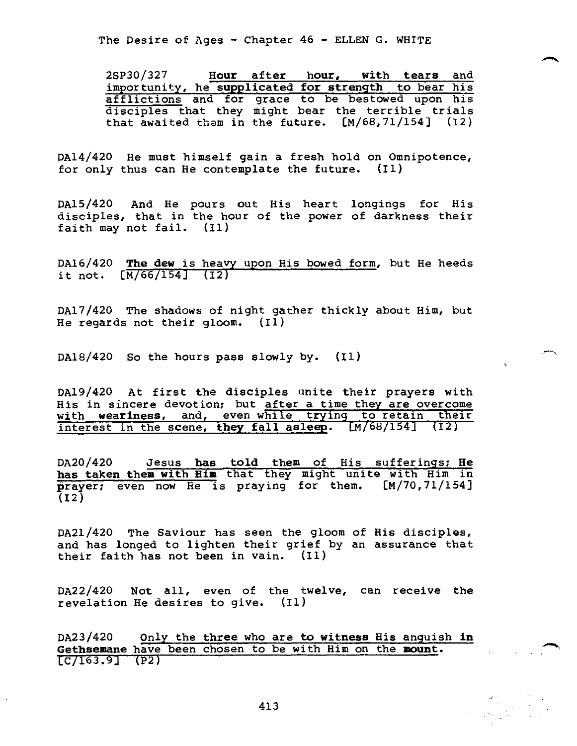2SP30/327 Hour after hour, with tears and importunity, he supplicated for strength to bear his afflictions and for grace to be bestowed upon his disciples that they might bear the terrible trials that awaited them in the future. [M/68,71/154] (I2)

DA14/420 He must himself gain a fresh hold on Omnipotence, for only thus can He contemplate the future. (I1)

DA15/420 And He pours out His heart longings for His disciples, that in the hour of the power of darkness their faith may not fail. (I1)

DA16/420 The dew is heavy upon His bowed form, but He heeds it not. [M/66/154] (I2)

DA17/420 The shadows of night gather thickly about Him, but He regards not their gloom. (I1)

DA18/420 So the hours pass slowly by. (I1)

DA19/420 At first the disciples unite their prayers with His in sincere devotion; but after a time they are overcome with weariness, and, even while trying to retain their interest in the scene, they fall asleep. [M/68/154] (I2)

DA20/420 Jesus has told them of His sufferings; He has taken them with Him that they might unite with Him in prayer; even now He is praying for them. [M/70,71/154] (I2)

DA21/420 The Saviour has seen the gloom of His disciples, and has longed to lighten their grief by an assurance that their faith has not been in vain. (I1)

DA22/420 Not all, even of the twelve, can receive the revelation He desires to give. (I1)

DA23/420 Only the three who are to witness His anguish in Gethsemane have been chosen to be with Him on the mount. [C/163.9] (P2)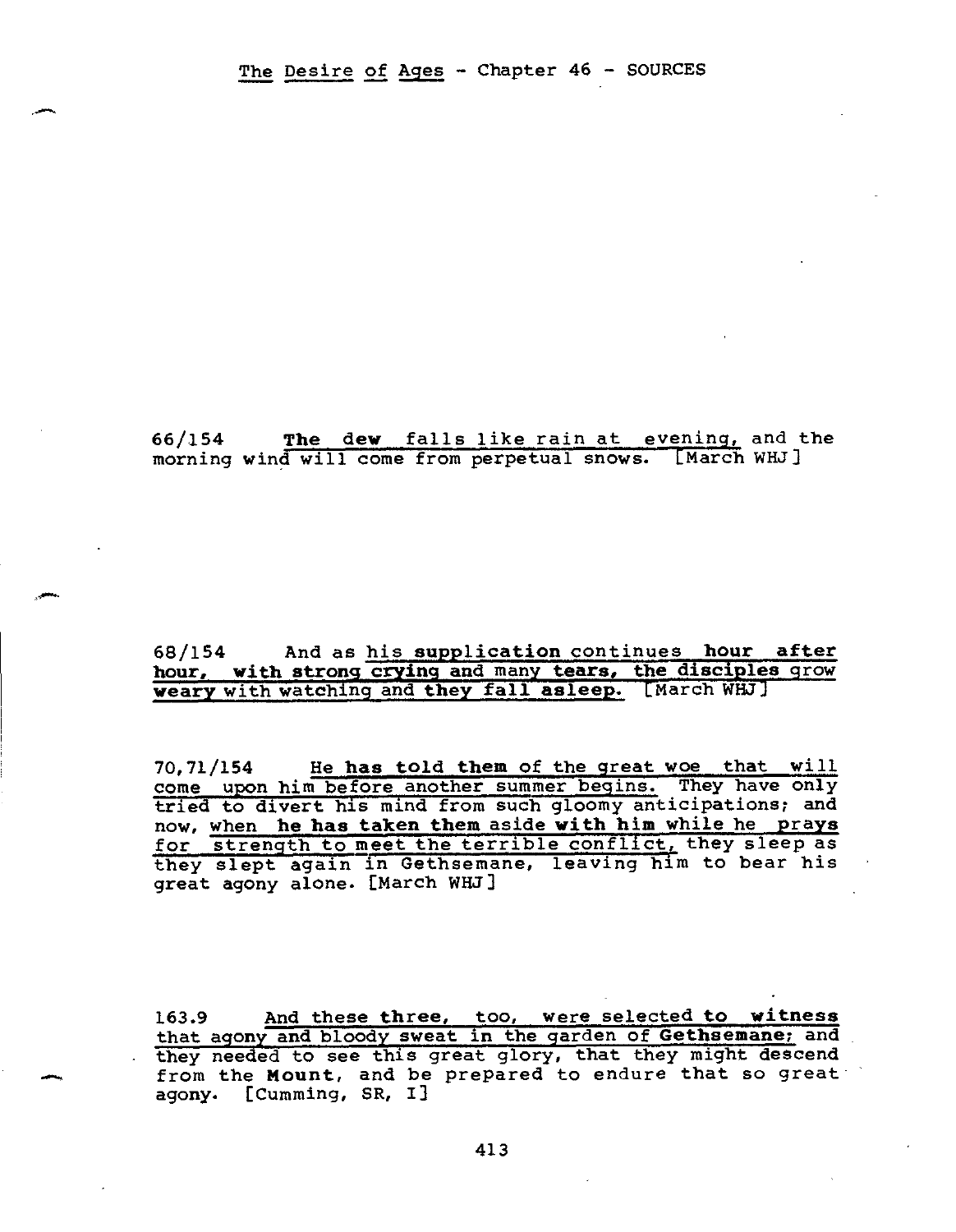The Desire of Ages - Chapter 46 - SOURCES

66/154 **The dew** falls like rain at evening, and the morning wind will come from perpetual snows. [March WHJ]

68/154 And as his **supplication** continues **hour after hour, with strong crying** and many **tears, the disciples** grow **weary** with watching and **they fall asleep.** [March WHJ]

70,71/154 He **has told them** of the great woe that will come upon him before another summer begins. They have only tried to divert his mind from such gloomy anticipations; and now, when **he has taken them** aside **with him** while he **prays** for strength to meet the terrible conflict, they sleep as they slept again in Gethsemane, leaving him to bear his great agony alone. [March WHJ]

163.9 And these **three**, too, were selected **to witness** that agony and bloody sweat in the garden of **Gethsemane**; and they needed to see this great glory, that they might descend from the **Mount**, and be prepared to endure that so great agony. [Cumming, SR, I]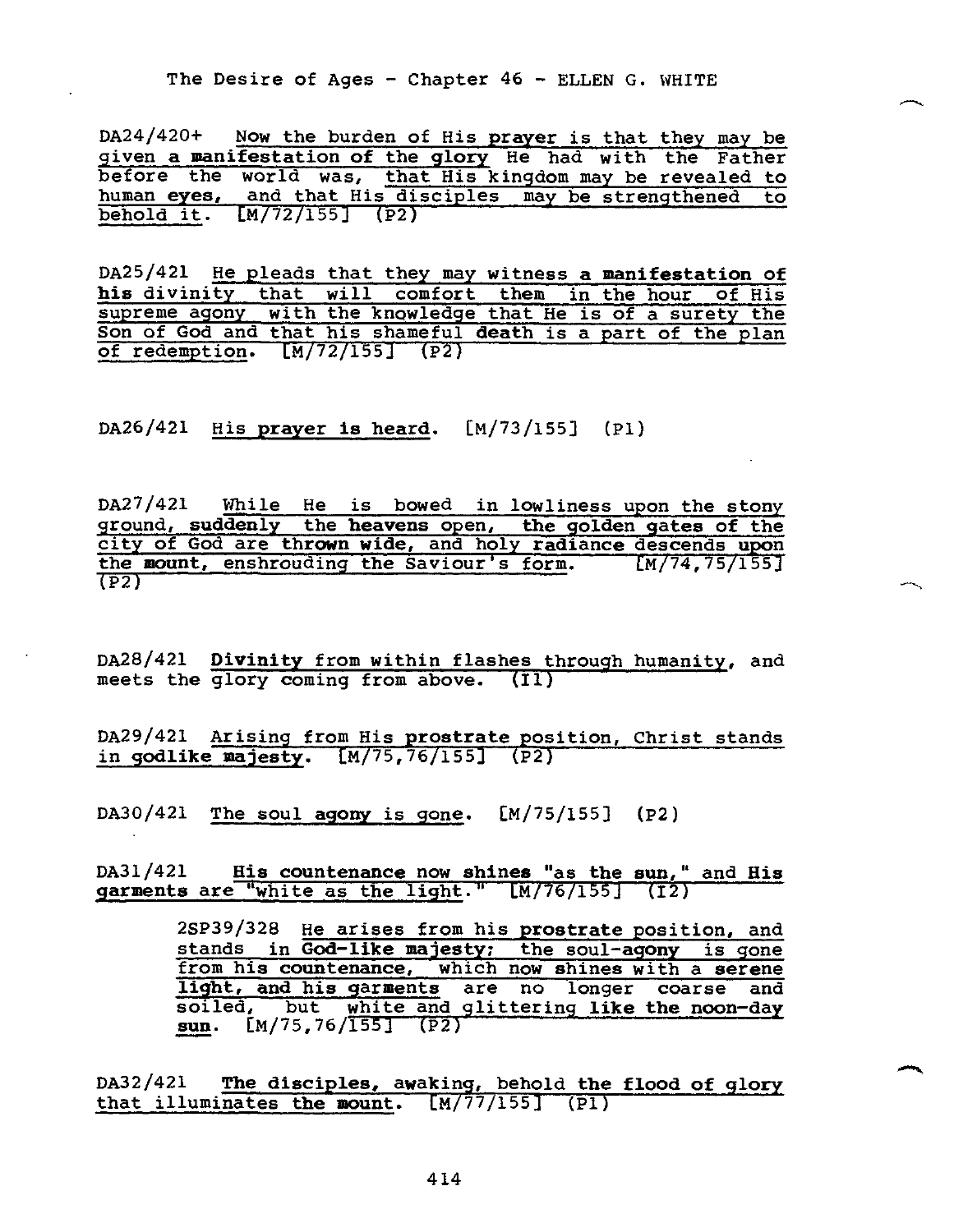DA24/420+ Now the burden of His prayer is that they may be given a manifestation of the glory He had with the Father before the world was, that His kingdom may be revealed to human eyes, and that His disciples may be strengthened to behold it. [M/72/155] (P2)

DA25/421 He pleads that they may witness a manifestation of his divinity that will comfort them in the hour of His supreme agony with the knowledge that He is of a surety the Son of God and that his shameful death is a part of the plan of redemption. [M/72/155] (P2)

DA26/421 His prayer is heard. [M/73/155] (P1)

DA27/421 While He is bowed in lowliness upon the stony ground, suddenly the heavens open, the golden gates of the city of God are thrown wide, and holy radiance descends upon the mount, enshrouding the Saviour's form. [M/74,75/155] (P2)

DA28/421 Divinity from within flashes through humanity, and meets the glory coming from above. (I1)

DA29/421 Arising from His prostrate position, Christ stands in godlike majesty. [M/75,76/155] (P2)

DA30/421 The soul agony is gone. [M/75/155] (P2)

DA31/421 His countenance now shines "as the sun," and His garments are "white as the light." [M/76/155] (I2)

> 2SP39/328 He arises from his prostrate position, and stands in God-like majesty; the soul-agony is gone from his countenance, which now shines with a serene light, and his garments are no longer coarse and soiled, but white and glittering like the noon-day sun. [M/75,76/155] (P2)

DA32/421 The disciples, awaking, behold the flood of glory that illuminates the mount. [M/77/155] (P1)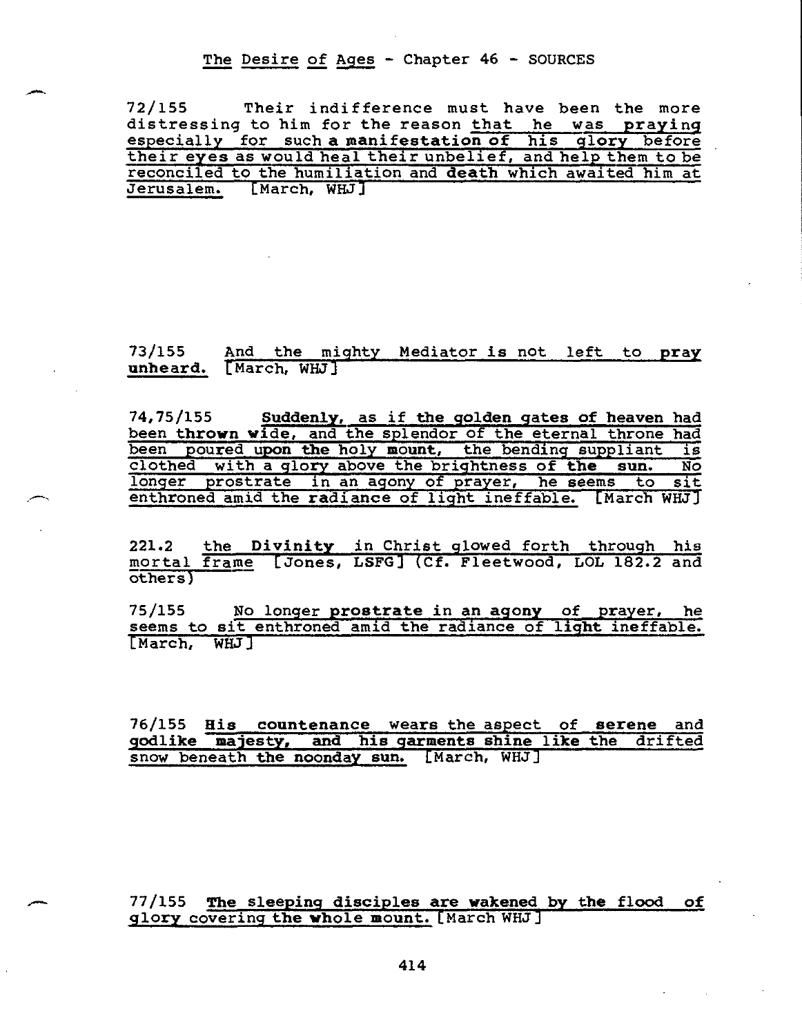The Desire of Ages - Chapter 46 - SOURCES

72/155 Their indifference must have been the more distressing to him for the reason that he was praying especially for such a manifestation of his glory before their eyes as would heal their unbelief, and help them to be reconciled to the humiliation and death which awaited him at Jerusalem. [March, WHJ]

73/155 And the mighty Mediator is not left to pray unheard. [March, WHJ]

74,75/155 Suddenly, as if the golden gates of heaven had been thrown wide, and the splendor of the eternal throne had been poured upon the holy mount, the bending suppliant is clothed with a glory above the brightness of the sun. No longer prostrate in an agony of prayer, he seems to sit enthroned amid the radiance of light ineffable. [March WHJ]

221.2 the Divinity in Christ glowed forth through his mortal frame [Jones, LSFG] (Cf. Fleetwood, LOL 182.2 and others)

75/155 No longer prostrate in an agony of prayer, he seems to sit enthroned amid the radiance of light ineffable. [March, WHJ]

76/155 His countenance wears the aspect of serene and godlike majesty, and his garments shine like the drifted snow beneath the noonday sun. [March, WHJ]

77/155 The sleeping disciples are wakened by the flood of glory covering the whole mount. [March WHJ]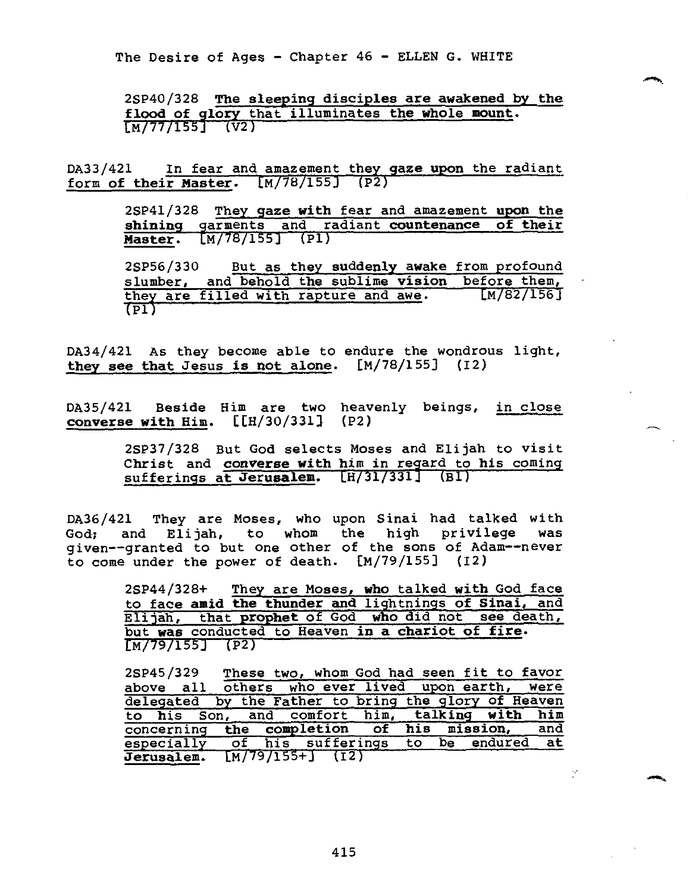The Desire of Ages - Chapter 46 - ELLEN G. WHITE

> 2SP40/328 The sleeping disciples are awakened by the flood of glory that illuminates the whole mount. [M/77/155] (V2)

DA33/421 In fear and amazement they gaze upon the radiant form of their Master. [M/78/155] (P2)

> 2SP41/328 They gaze with fear and amazement upon the shining garments and radiant countenance of their Master. [M/78/155] (P1)
>
> 2SP56/330 But as they suddenly awake from profound slumber, and behold the sublime vision before them, they are filled with rapture and awe. [M/82/156] (P1)

DA34/421 As they become able to endure the wondrous light, they see that Jesus is not alone. [M/78/155] (I2)

DA35/421 Beside Him are two heavenly beings, in close converse with Him. [[H/30/331] (P2)

> 2SP37/328 But God selects Moses and Elijah to visit Christ and converse with him in regard to his coming sufferings at Jerusalem. [H/31/331] (B1)

DA36/421 They are Moses, who upon Sinai had talked with God; and Elijah, to whom the high privilege was given--granted to but one other of the sons of Adam--never to come under the power of death. [M/79/155] (I2)

> 2SP44/328+ They are Moses, who talked with God face to face amid the thunder and lightnings of Sinai, and Elijah, that prophet of God who did not see death, but was conducted to Heaven in a chariot of fire. [M/79/155] (P2)
>
> 2SP45/329 These two, whom God had seen fit to favor above all others who ever lived upon earth, were delegated by the Father to bring the glory of Heaven to his Son, and comfort him, talking with him concerning the completion of his mission, and especially of his sufferings to be endured at Jerusalem. [M/79/155+] (I2)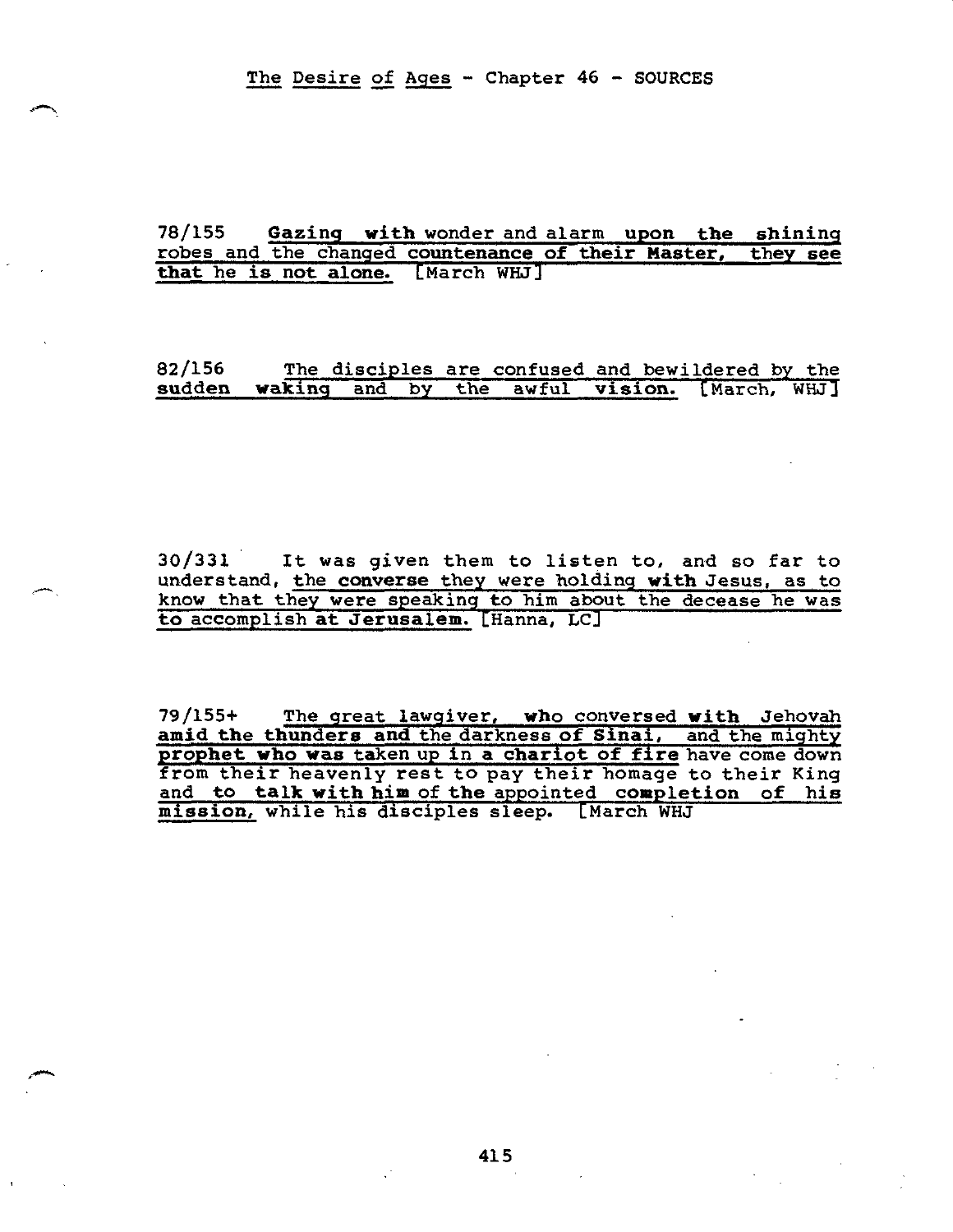The Desire of Ages - Chapter 46 - SOURCES

78/155 Gazing with wonder and alarm upon the shining robes and the changed countenance of their Master, they see that he is not alone. [March WHJ]

82/156 The disciples are confused and bewildered by the sudden waking and by the awful vision. [March, WHJ]

30/331 It was given them to listen to, and so far to understand, the converse they were holding with Jesus, as to know that they were speaking to him about the decease he was to accomplish at Jerusalem. [Hanna, LC]

79/155+ The great lawgiver, who conversed with Jehovah amid the thunders and the darkness of Sinai, and the mighty prophet who was taken up in a chariot of fire have come down from their heavenly rest to pay their homage to their King and to talk with him of the appointed completion of his mission, while his disciples sleep. [March WHJ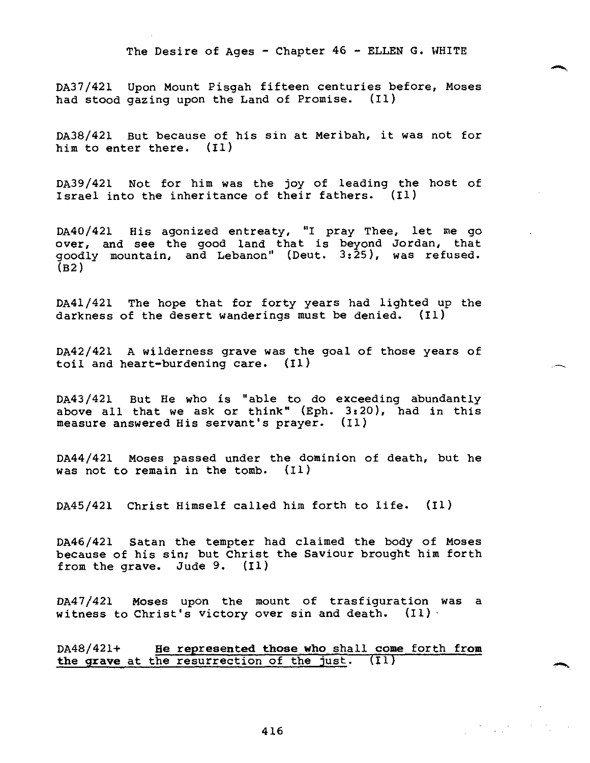The Desire of Ages - Chapter 46 - ELLEN G. WHITE

DA37/421 Upon Mount Pisgah fifteen centuries before, Moses had stood gazing upon the Land of Promise. (I1)

DA38/421 But because of his sin at Meribah, it was not for him to enter there. (I1)

DA39/421 Not for him was the joy of leading the host of Israel into the inheritance of their fathers. (I1)

DA40/421 His agonized entreaty, "I pray Thee, let me go over, and see the good land that is beyond Jordan, that goodly mountain, and Lebanon" (Deut. 3:25), was refused. (B2)

DA41/421 The hope that for forty years had lighted up the darkness of the desert wanderings must be denied. (I1)

DA42/421 A wilderness grave was the goal of those years of toil and heart-burdening care. (I1)

DA43/421 But He who is "able to do exceeding abundantly above all that we ask or think" (Eph. 3:20), had in this measure answered His servant's prayer. (I1)

DA44/421 Moses passed under the dominion of death, but he was not to remain in the tomb. (I1)

DA45/421 Christ Himself called him forth to life. (I1)

DA46/421 Satan the tempter had claimed the body of Moses because of his sin; but Christ the Saviour brought him forth from the grave. Jude 9. (I1)

DA47/421 Moses upon the mount of trasfiguration was a witness to Christ's victory over sin and death. (I1)

DA48/421+ **<u>He represented those who</u>** <u>shall</u> **<u>come</u>** <u>forth</u> **<u>from the grave</u>** <u>at the resurrection of the just.</u> (I1)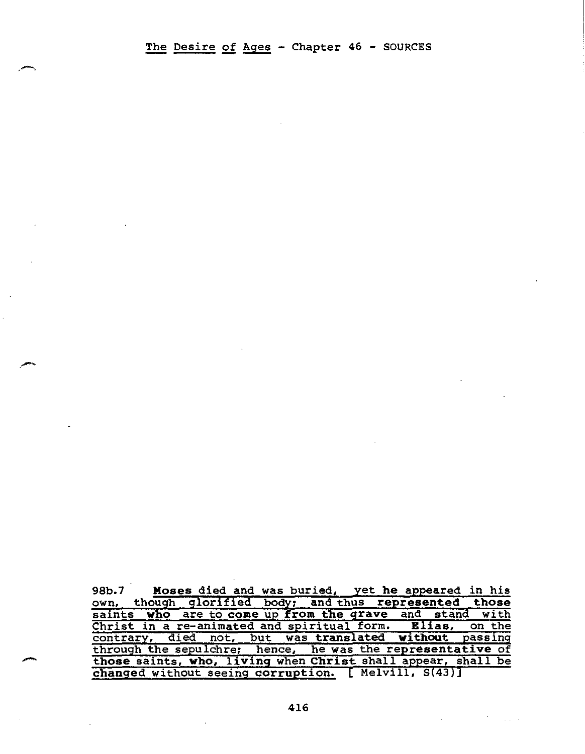98b.7 <u>**Moses** died and was buried, yet **he** appeared in his own, though glorified body; and thus **represented those** saints **who** are to **come** up **from the grave** and **stand** with Christ in a re-animated and spiritual form. **Elias**, on the contrary, died not, but was **translated without** passing through the sepulchre; hence, he was the **representative** of **those** saints, **who**, **living** when **Christ** shall appear, shall be **changed** without seeing **corruption**.</u> [ Melvill, S(43)]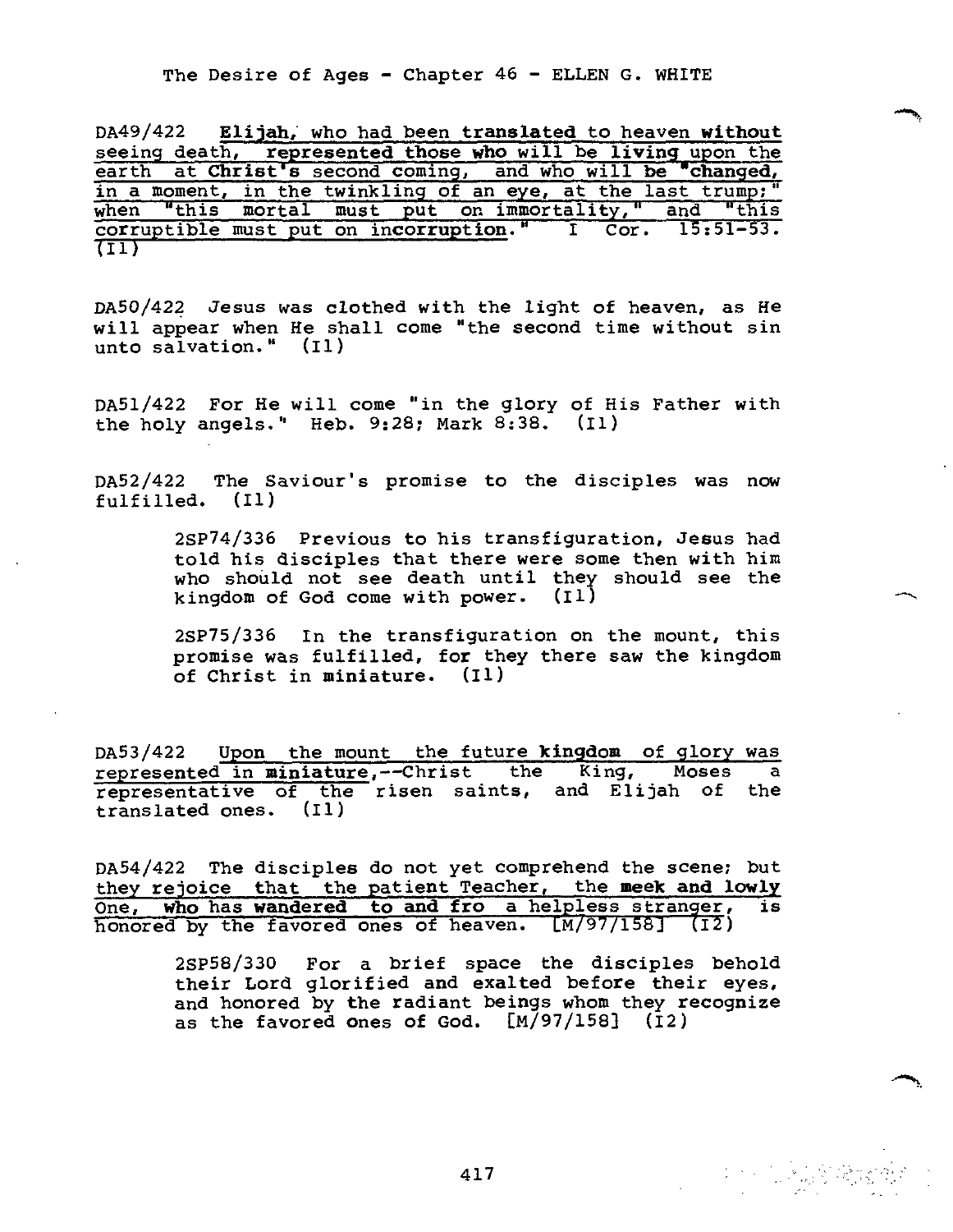DA49/422 **Elijah**, who had been **translated** to heaven **without** seeing death, represented those who will be **living** upon the earth at **Christ's** second coming, and who will be "**changed**, in a moment, in the twinkling of an eye, at the last trump;" when "this mortal must put on immortality," and "this corruptible must put on **incorruption**." I Cor. 15:51-53. (I1)

DA50/422 Jesus was clothed with the light of heaven, as He will appear when He shall come "the second time without sin unto salvation." (I1)

DA51/422 For He will come "in the glory of His Father with the holy angels." Heb. 9:28; Mark 8:38. (I1)

DA52/422 The Saviour's promise to the disciples was now fulfilled. (I1)

> 2SP74/336 Previous to his transfiguration, Jesus had told his disciples that there were some then with him who should not see death until they should see the kingdom of God come with power. (I1)
>
> 2SP75/336 In the transfiguration on the mount, this promise was fulfilled, for they there saw the kingdom of Christ in miniature. (I1)

DA53/422 Upon the mount the future **kingdom** of glory was represented in **miniature**,--Christ the King, Moses a representative of the risen saints, and Elijah of the translated ones. (I1)

DA54/422 The disciples do not yet comprehend the scene; but they rejoice that the patient Teacher, the **meek and lowly** One, who has **wandered to and fro** a helpless stranger, is honored by the favored ones of heaven. [M/97/158] (I2)

> 2SP58/330 For a brief space the disciples behold their Lord glorified and exalted before their eyes, and honored by the radiant beings whom they recognize as the favored ones of God. [M/97/158] (I2)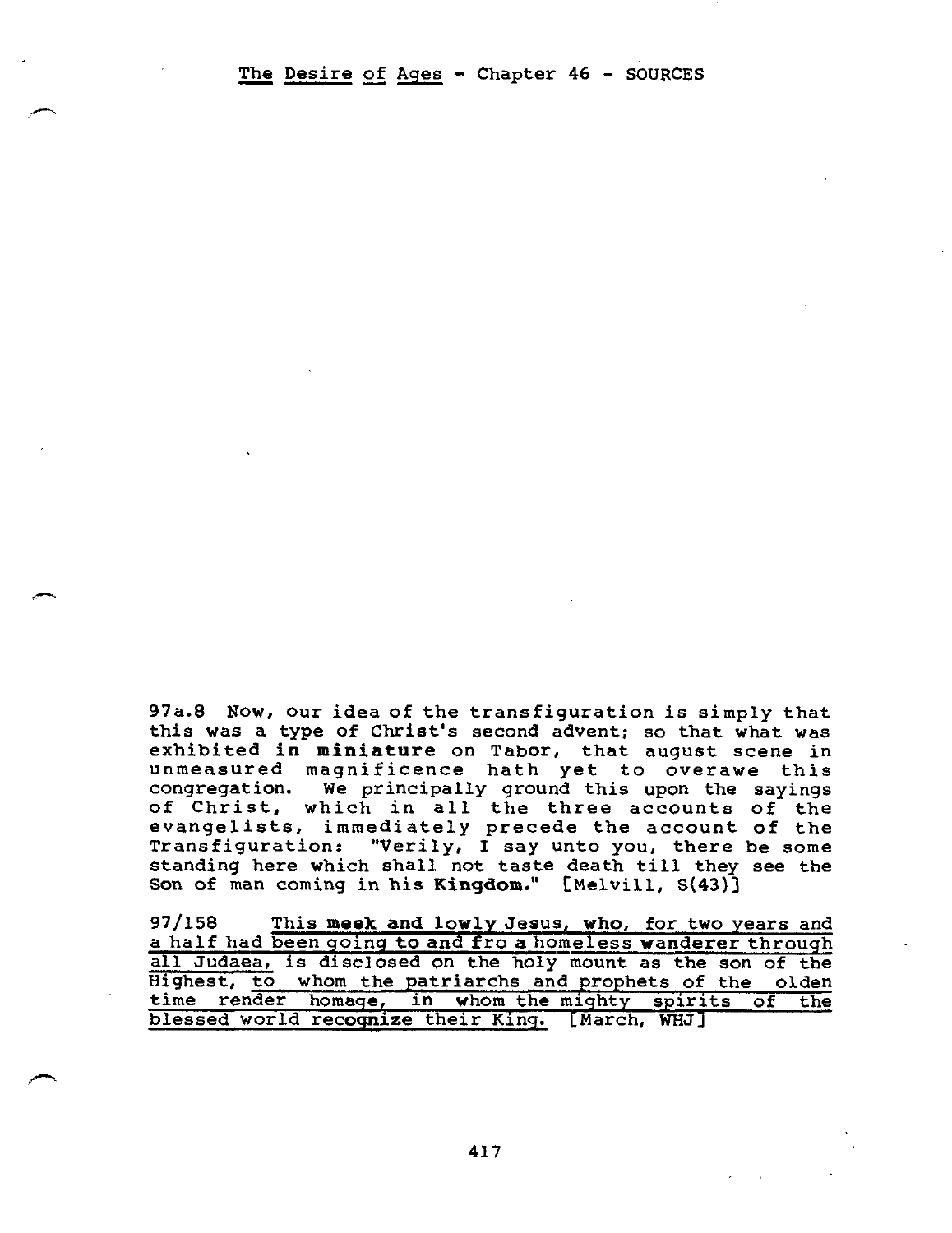97a.8 Now, our idea of the transfiguration is simply that this was a type of Christ's second advent; so that what was exhibited **in miniature** on Tabor, that august scene in unmeasured magnificence hath yet to overawe this congregation. We principally ground this upon the sayings of Christ, which in all the three accounts of the evangelists, immediately precede the account of the Transfiguration: "Verily, I say unto you, there be some standing here which shall not taste death till they see the Son of man coming in his **Kingdom.**" [Melvill, S(43)]

97/158 <u>This **meek and lowly** Jesus, **who**, for two years and a half had been going **to and fro a** homeless **wanderer** through all Judaea,</u> is disclosed on the holy mount as the son of the Highest, <u>to whom the patriarchs and prophets of the olden time render homage, in whom the mighty spirits of the blessed world **recognize** their King.</u> [March, WHJ]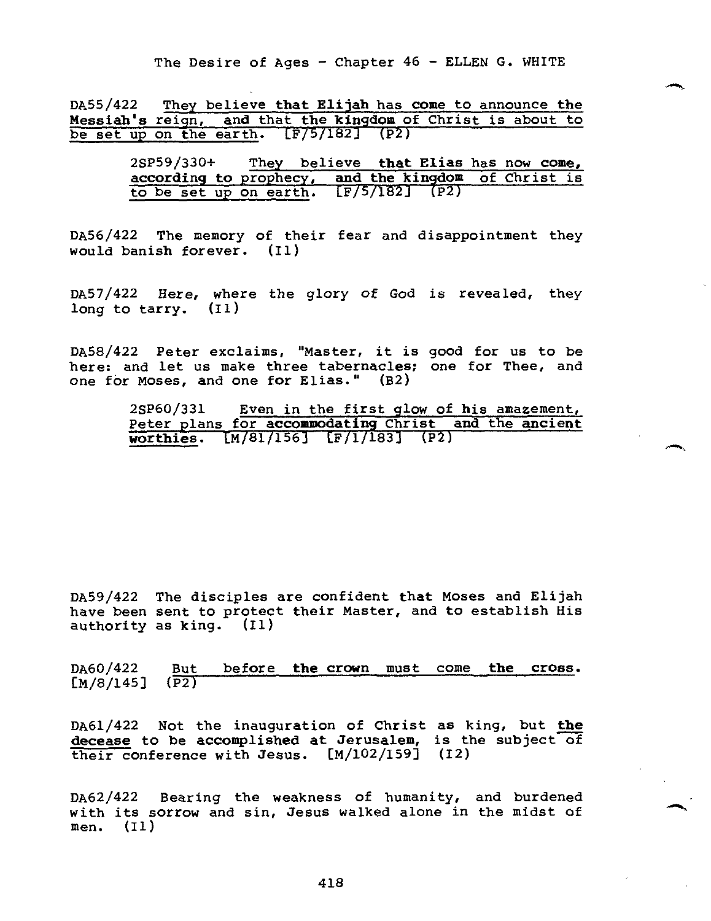DA55/422 They believe that Elijah has come to announce the Messiah's reign, and that the kingdom of Christ is about to be set up on the earth. [F/5/182] (P2)

> 2SP59/330+ They believe that Elias has now come, according to prophecy, and the kingdom of Christ is to be set up on earth. [F/5/182] (P2)

DA56/422 The memory of their fear and disappointment they would banish forever. (I1)

DA57/422 Here, where the glory of God is revealed, they long to tarry. (I1)

DA58/422 Peter exclaims, "Master, it is good for us to be here: and let us make three tabernacles; one for Thee, and one for Moses, and one for Elias." (B2)

> 2SP60/331 Even in the first glow of his amazement, Peter plans for accommodating Christ and the ancient worthies. [M/81/156] [F/1/183] (P2)

DA59/422 The disciples are confident that Moses and Elijah have been sent to protect their Master, and to establish His authority as king. (I1)

DA60/422 But before the crown must come the cross. [M/8/145] (P2)

DA61/422 Not the inauguration of Christ as king, but the decease to be accomplished at Jerusalem, is the subject of their conference with Jesus. [M/102/159] (I2)

DA62/422 Bearing the weakness of humanity, and burdened with its sorrow and sin, Jesus walked alone in the midst of men. (I1)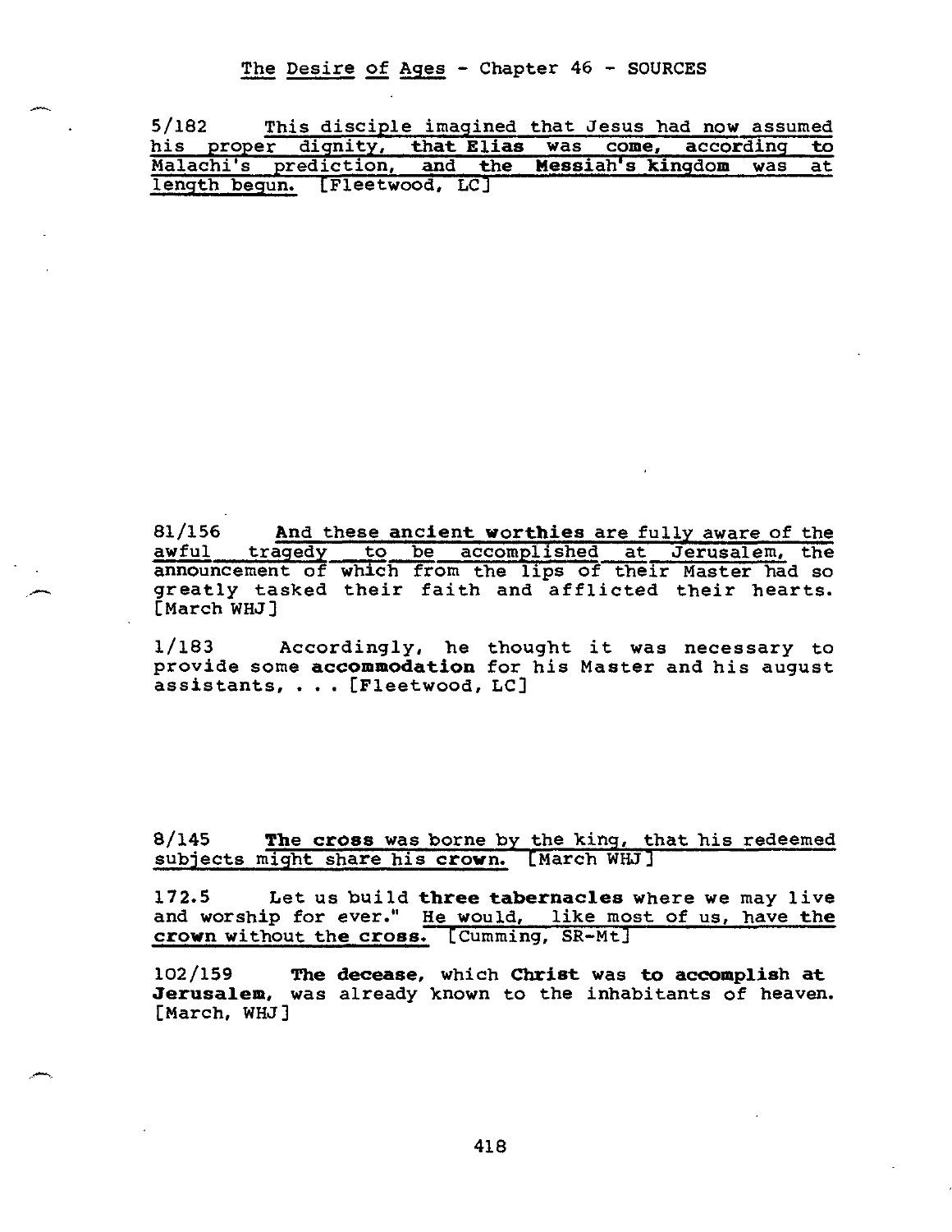# The Desire of Ages - Chapter 46 - SOURCES

5/182 This disciple imagined that Jesus had now assumed his proper dignity, that **Elias** was come, according to Malachi's prediction, and the **Messiah's kingdom** was at length begun. [Fleetwood, LC]

81/156 **And these ancient worthies** are fully aware of the awful tragedy to be accomplished at Jerusalem, the announcement of which from the lips of their Master had so greatly tasked their faith and afflicted their hearts. [March WHJ]

1/183 Accordingly, he thought it was necessary to provide some **accommodation** for his Master and his august assistants, . . . [Fleetwood, LC]

8/145 **The cross** was borne by the king, that his redeemed subjects might share his **crown**. [March WHJ]

172.5 Let us build **three tabernacles** where we may live and worship for ever." He would, like most of us, have the **crown** without the **cross**. [Cumming, SR-Mt]

102/159 **The decease**, which **Christ** was **to accomplish at Jerusalem**, was already known to the inhabitants of heaven. [March, WHJ]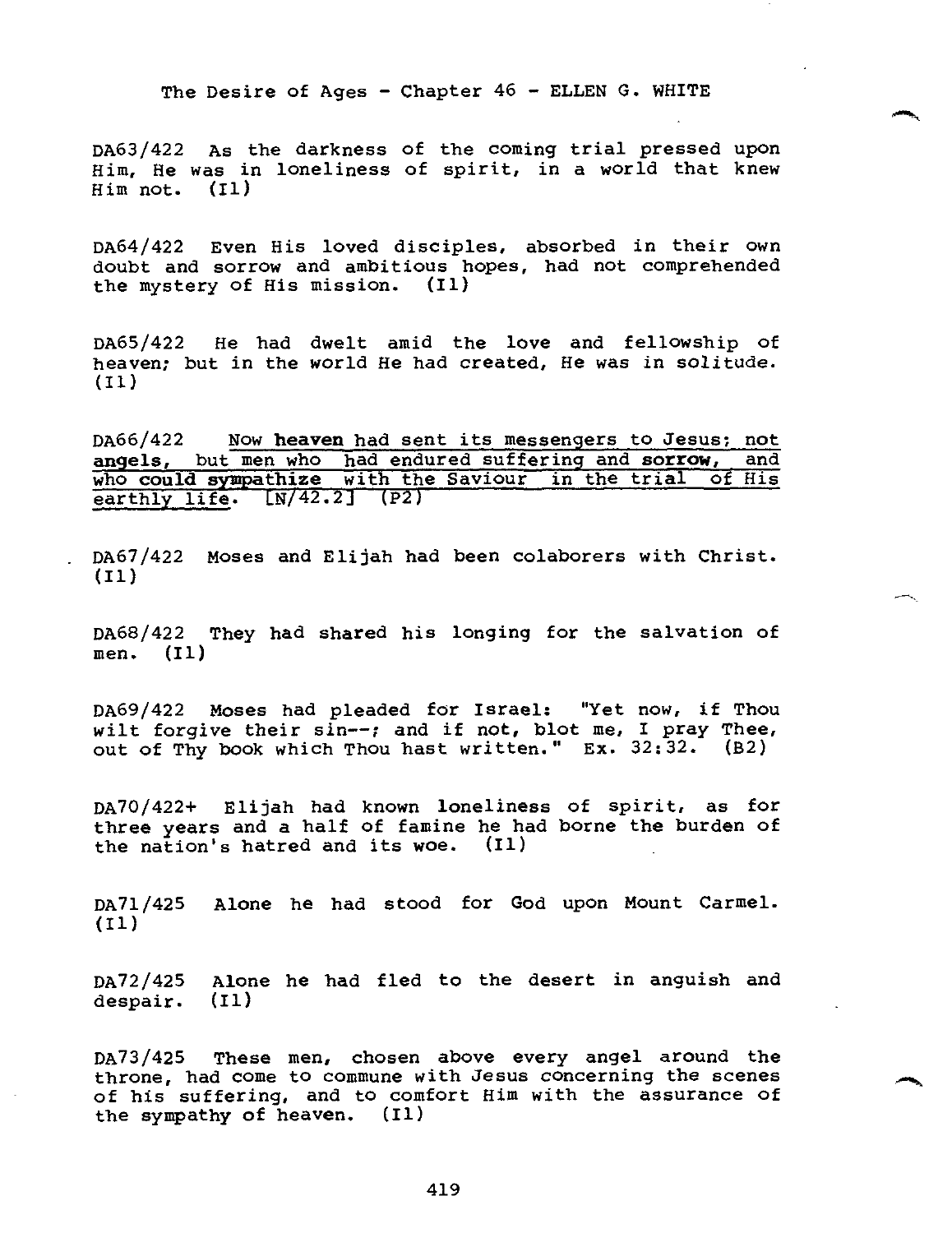The Desire of Ages - Chapter 46 - ELLEN G. WHITE

DA63/422 As the darkness of the coming trial pressed upon Him, He was in loneliness of spirit, in a world that knew Him not. (I1)

DA64/422 Even His loved disciples, absorbed in their own doubt and sorrow and ambitious hopes, had not comprehended the mystery of His mission. (I1)

DA65/422 He had dwelt amid the love and fellowship of heaven; but in the world He had created, He was in solitude. (I1)

DA66/422 Now **heaven** had sent its messengers to Jesus; not **angels**, but men who had endured suffering and **sorrow**, and who **could sympathize** with the Saviour in the trial of His earthly life. [N/42.2] (P2)

DA67/422 Moses and Elijah had been colaborers with Christ. (I1)

DA68/422 They had shared his longing for the salvation of men. (I1)

DA69/422 Moses had pleaded for Israel: "Yet now, if Thou wilt forgive their sin--; and if not, blot me, I pray Thee, out of Thy book which Thou hast written." Ex. 32:32. (B2)

DA70/422+ Elijah had known loneliness of spirit, as for three years and a half of famine he had borne the burden of the nation's hatred and its woe. (I1)

DA71/425 Alone he had stood for God upon Mount Carmel. (I1)

DA72/425 Alone he had fled to the desert in anguish and despair. (I1)

DA73/425 These men, chosen above every angel around the throne, had come to commune with Jesus concerning the scenes of his suffering, and to comfort Him with the assurance of the sympathy of heaven. (I1)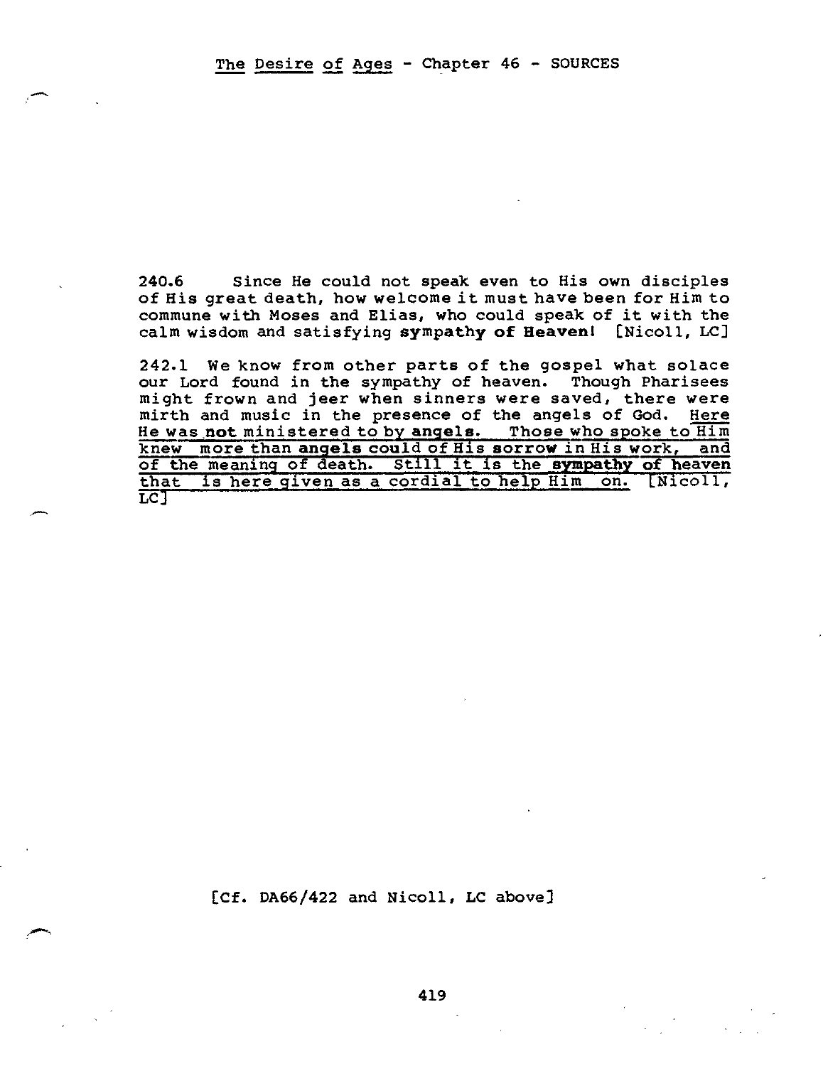240.6 Since He could not speak even to His own disciples of His great death, how welcome it must have been for Him to commune with Moses and Elias, who could speak of it with the calm wisdom and satisfying **sympathy of Heaven!** [Nicoll, LC]

242.1 We know from other parts of the gospel what solace our Lord found in the sympathy of heaven. Though Pharisees might frown and jeer when sinners were saved, there were mirth and music in the presence of the angels of God. <u>Here He was **not** ministered to by **angels**. Those who spoke to Him knew more than **angels could** of His **sorrow** in His work, and of the meaning of death. Still it is the **sympathy of heaven** that is here given as a cordial to help Him on.</u> [Nicoll, LC]

[Cf. DA66/422 and Nicoll, LC above]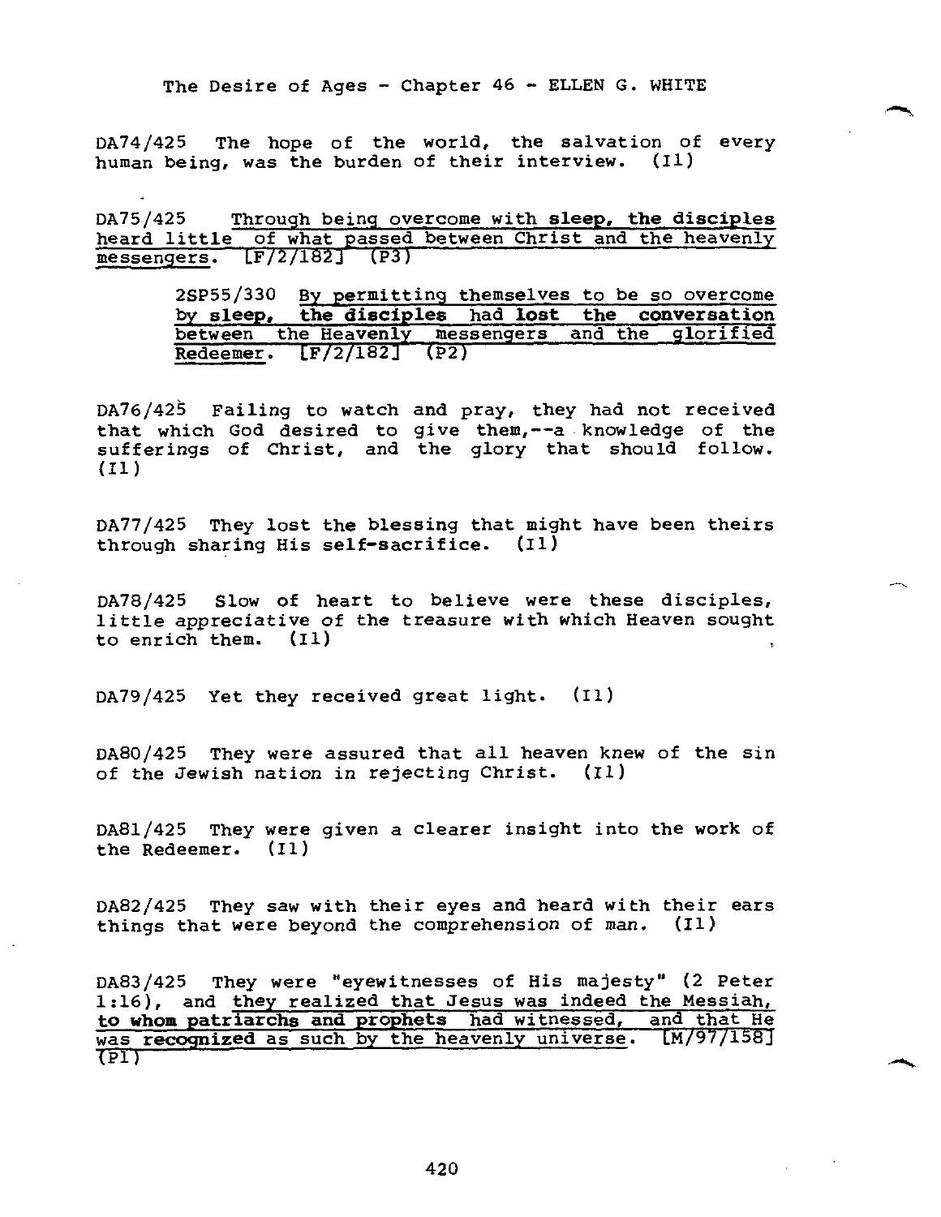The Desire of Ages - Chapter 46 - ELLEN G. WHITE

DA74/425 The hope of the world, the salvation of every human being, was the burden of their interview. (I1)

DA75/425 Through being overcome with **sleep, the disciples** heard little of what passed between Christ and the heavenly messengers. [F/2/182] (P3)

> 2SP55/330 By permitting themselves to be so overcome by **sleep, the disciples** had **lost the conversation** between the Heavenly messengers and the glorified Redeemer. [F/2/182] (P2)

DA76/425 Failing to watch and pray, they had not received that which God desired to give them,--a knowledge of the sufferings of Christ, and the glory that should follow. (I1)

DA77/425 They lost the blessing that might have been theirs through sharing His self-sacrifice. (I1)

DA78/425 Slow of heart to believe were these disciples, little appreciative of the treasure with which Heaven sought to enrich them. (I1)

DA79/425 Yet they received great light. (I1)

DA80/425 They were assured that all heaven knew of the sin of the Jewish nation in rejecting Christ. (I1)

DA81/425 They were given a clearer insight into the work of the Redeemer. (I1)

DA82/425 They saw with their eyes and heard with their ears things that were beyond the comprehension of man. (I1)

DA83/425 They were "eyewitnesses of His majesty" (2 Peter 1:16), and they realized that Jesus was indeed the Messiah, **to whom patriarchs and prophets** had witnessed, and that He was **recognized** as such by the heavenly universe. [M/97/158] (P1)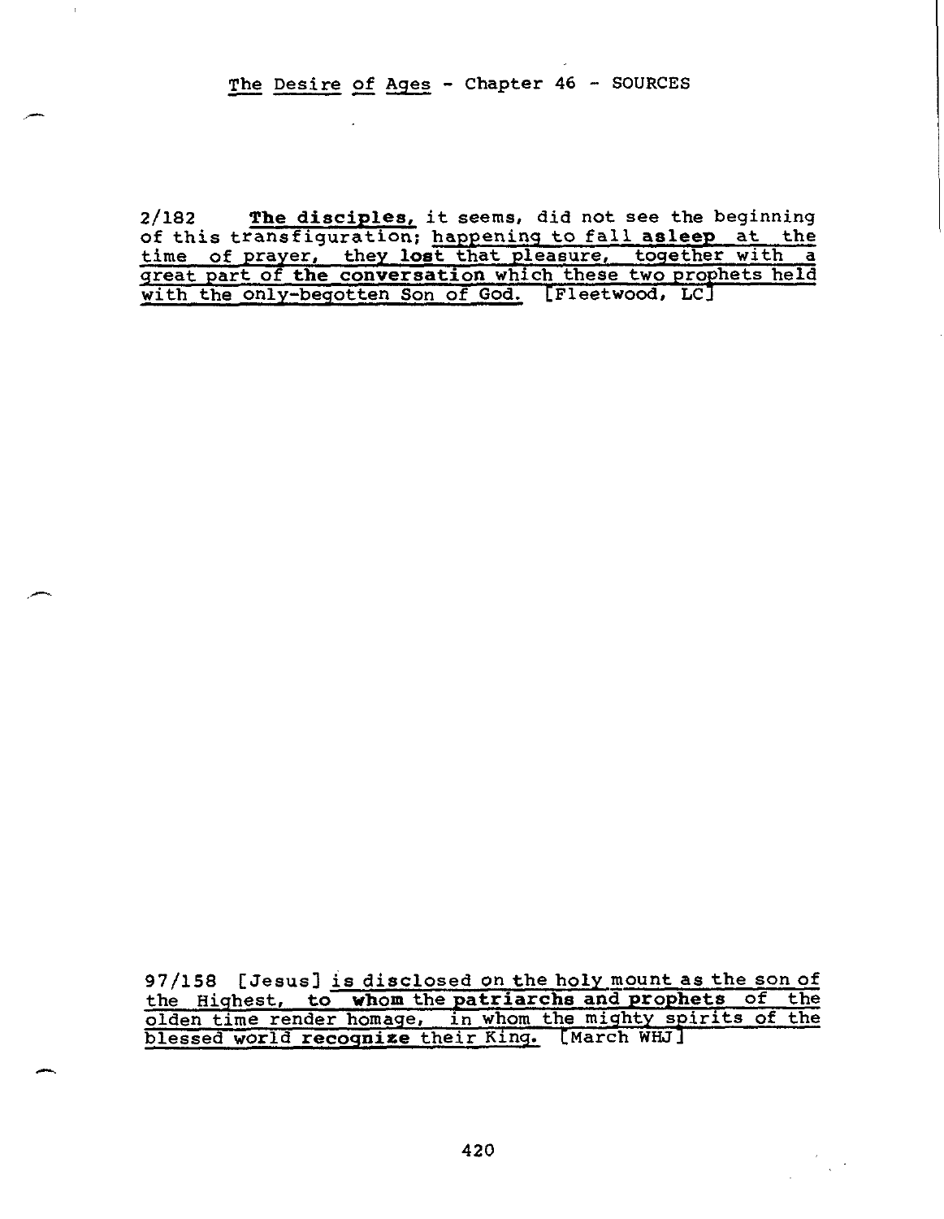The Desire of Ages - Chapter 46 - SOURCES

2/182 **The disciples,** it seems, did not see the beginning of this transfiguration; happening to fall **asleep** at the time of prayer, they **lost** that pleasure, together with a great part of **the conversation** which these two prophets held with the only-begotten Son of God. [Fleetwood, LC]

97/158 [Jesus] is disclosed on the holy mount as the son of the Highest, to **whom** the **patriarchs** and **prophets** of the olden time render homage, in whom the mighty spirits of the blessed world **recognize** their King. [March WHJ]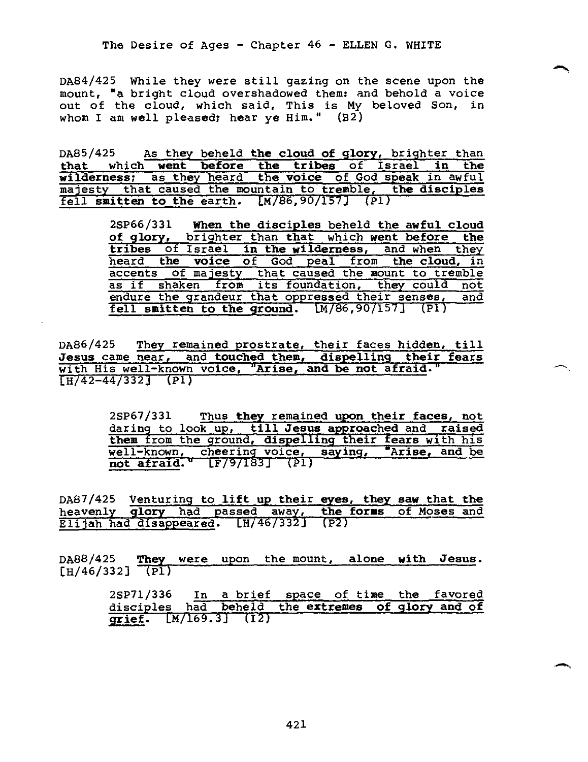DA84/425 While they were still gazing on the scene upon the mount, "a bright cloud overshadowed them: and behold a voice out of the cloud, which said, This is My beloved Son, in whom I am well pleased; hear ye Him." (B2)

DA85/425 As they beheld **the cloud of glory**, brighter than **that** which **went before the tribes** of Israel **in the wilderness**; as they heard the **voice** of God speak in awful majesty that caused the mountain to tremble, **the disciples** fell **smitten to the** earth. [M/86,90/157] (P1)

> 2SP66/331 **When the disciples** beheld the **awful cloud of glory**, brighter than **that** which **went before the tribes** of Israel **in the wilderness**, and when they heard **the voice** of God peal from **the cloud**, in accents of majesty that caused the mount to tremble as if shaken from its foundation, they could not endure the grandeur that oppressed their senses, and **fell smitten to the ground**. [M/86,90/157] (P1)

DA86/425 They remained prostrate, their faces hidden, till **Jesus** came near, and **touched them, dispelling their fears** with His well-known voice, "**Arise, and be not afraid.**" [H/42-44/332] (P1)

> 2SP67/331 Thus **they** remained **upon their faces**, not daring to look up, **till Jesus approached** and **raised them** from the ground, **dispelling their fears** with his well-known, cheering voice, saying, "**Arise, and be not afraid.**" [F/9/183] (P1)

DA87/425 Venturing to **lift up their eyes, they saw that the** heavenly **glory** had passed away, **the forms** of Moses and Elijah had disappeared. [H/46/332] (P2)

DA88/425 **They** were upon the mount, **alone with Jesus**. [H/46/332] (P1)

> 2SP71/336 In a brief space of time the favored disciples had beheld the **extremes of glory and of grief**. [M/169.3] (I2)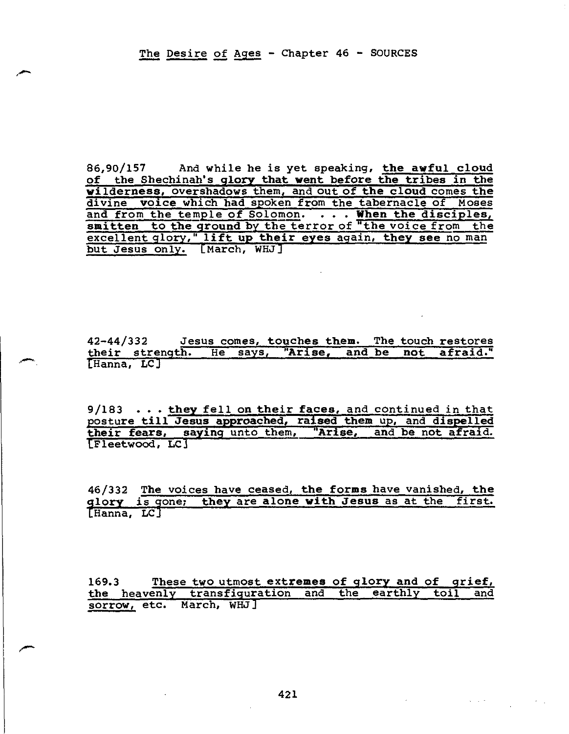The Desire of Ages - Chapter 46 - SOURCES

86,90/157 And while he is yet speaking, the awful cloud of the Shechinah's glory that went before the tribes in the wilderness, overshadows them, and out of the cloud comes the divine voice which had spoken from the tabernacle of Moses and from the temple of Solomon. . . . When the disciples, smitten to the ground by the terror of "the voice from the excellent glory," lift up their eyes again, they see no man but Jesus only. [March, WHJ]

42-44/332 Jesus comes, touches them. The touch restores their strength. He says, "Arise, and be not afraid." [Hanna, LC]

9/183 . . . they fell on their faces, and continued in that posture till Jesus approached, raised them up, and dispelled their fears, saying unto them, "Arise, and be not afraid. [Fleetwood, LC]

46/332 The voices have ceased, the forms have vanished, the glory is gone; they are alone with Jesus as at the first. [Hanna, LC]

169.3 These two utmost extremes of glory and of grief, the heavenly transfiguration and the earthly toil and sorrow, etc. March, WHJ]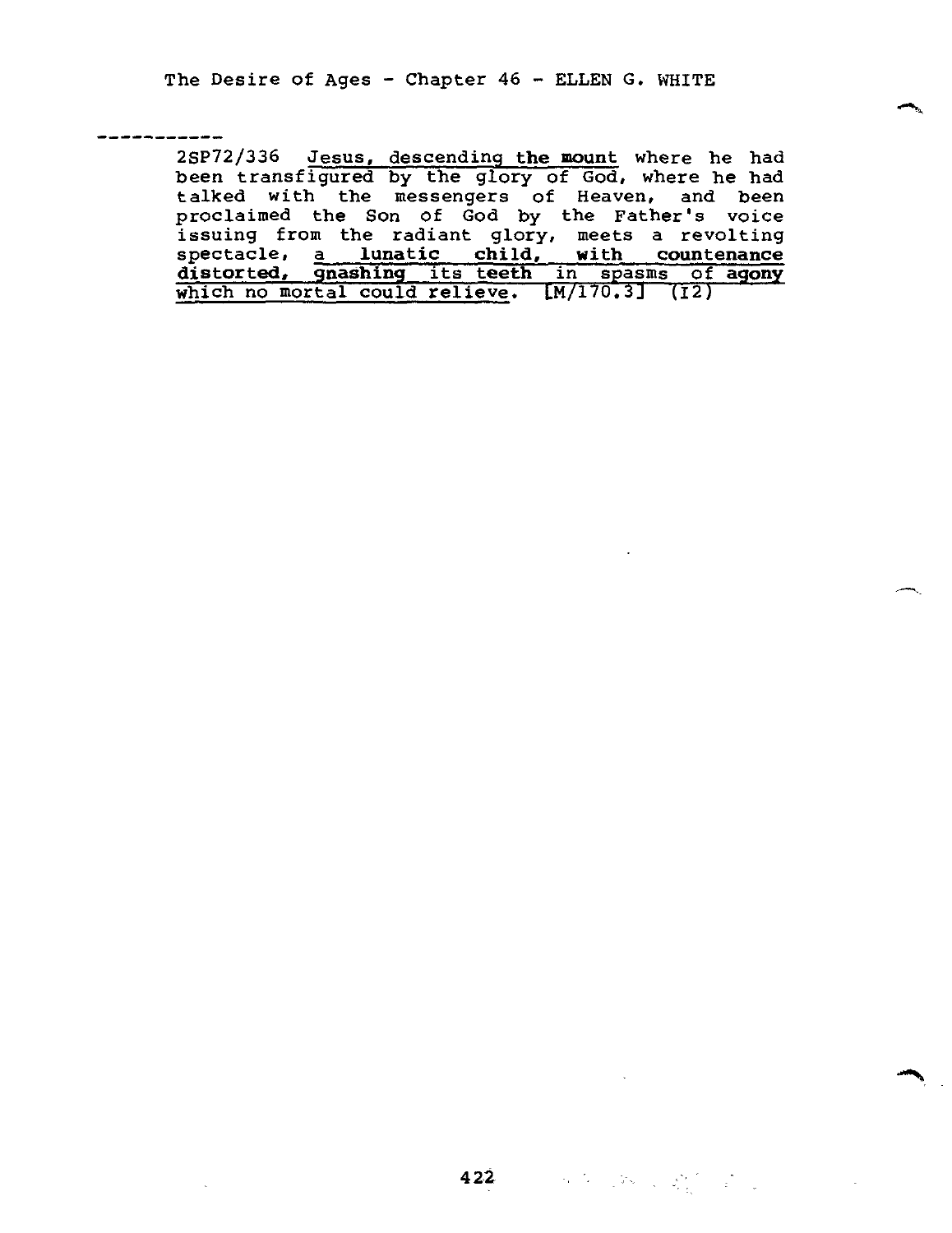The Desire of Ages - Chapter 46 - ELLEN G. WHITE

-----------

2SP72/336 Jesus, descending **the mount** where he had been transfigured by the glory of God, where he had talked with the messengers of Heaven, and been proclaimed the Son of God by the Father's voice issuing from the radiant glory, meets a revolting spectacle, a **lunatic child, with countenance distorted, gnashing** its **teeth** in spasms of **agony** which no mortal could relieve. [M/170.3] (I2)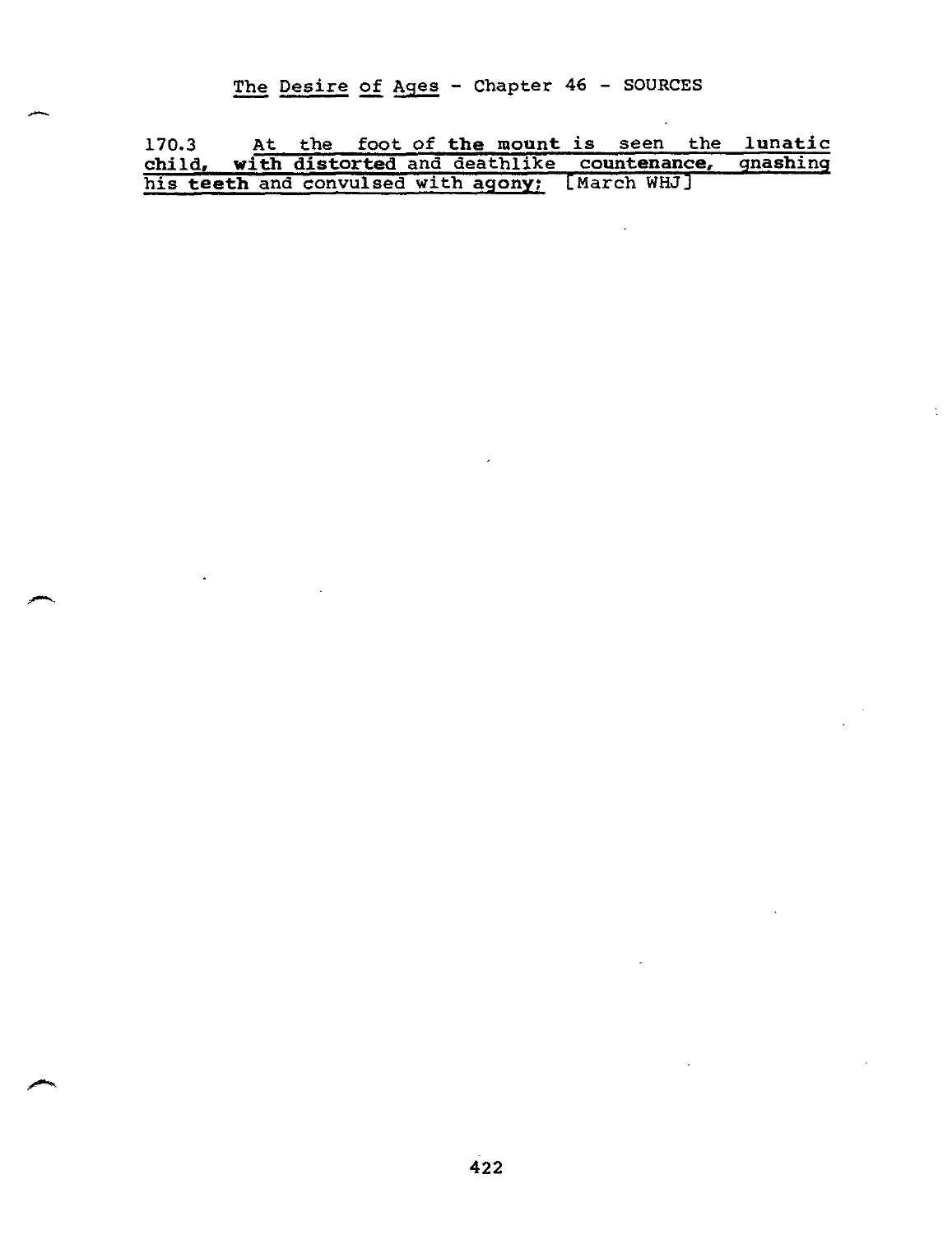The Desire of Ages - Chapter 46 - SOURCES

170.3 At the foot of **the mount** is seen the **lunatic child, with distorted** and deathlike **countenance,** gnashing **his teeth** and convulsed with agony; [March WHJ]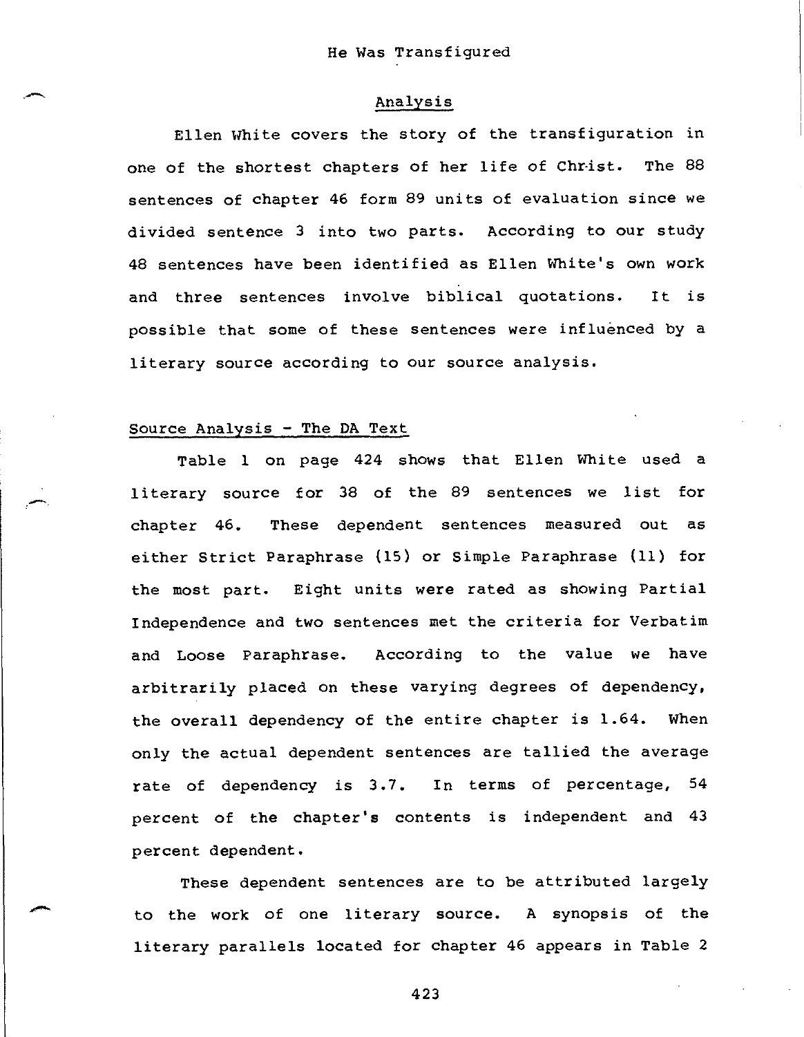## Analysis

Ellen White covers the story of the transfiguration in one of the shortest chapters of her life of Christ. The 88 sentences of chapter 46 form 89 units of evaluation since we divided sentence 3 into two parts. According to our study 48 sentences have been identified as Ellen White's own work and three sentences involve biblical quotations. It is possible that some of these sentences were influenced by a literary source according to our source analysis.

### Source Analysis - The DA Text

Table 1 on page 424 shows that Ellen White used a literary source for 38 of the 89 sentences we list for chapter 46. These dependent sentences measured out as either Strict Paraphrase (15) or Simple Paraphrase (11) for the most part. Eight units were rated as showing Partial Independence and two sentences met the criteria for Verbatim and Loose Paraphrase. According to the value we have arbitrarily placed on these varying degrees of dependency, the overall dependency of the entire chapter is 1.64. When only the actual dependent sentences are tallied the average rate of dependency is 3.7. In terms of percentage, 54 percent of the chapter's contents is independent and 43 percent dependent.

These dependent sentences are to be attributed largely to the work of one literary source. A synopsis of the literary parallels located for chapter 46 appears in Table 2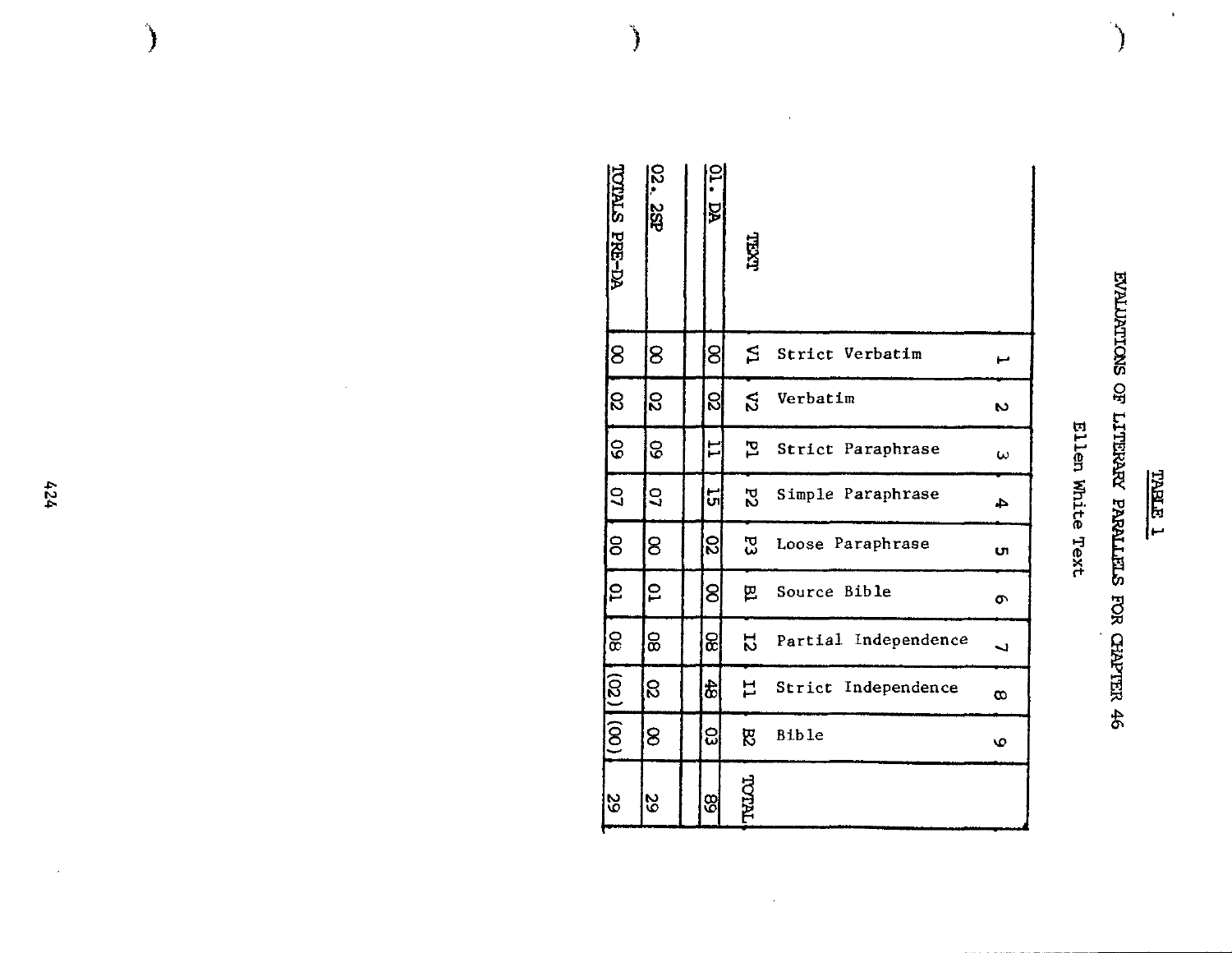# TABLE 1

## EVALUATIONS OF LITERARY PARALLELS FOR CHAPTER 46

### Ellen White Text

| | 1 | 2 | 3 | 4 | 5 | 6 | 7 | 8 | 9 | |
|---|---|---|---|---|---|---|---|---|---|---|
| TEXT | V1 Strict Verbatim | V2 Verbatim | P1 Strict Paraphrase | P2 Simple Paraphrase | P3 Loose Paraphrase | B1 Source Bible | I2 Partial Independence | I1 Strict Independence | B2 Bible | TOTAL |
| 01. DA | 00 | 02 | 11 | 15 | 02 | 00 | 08 | 48 | 03 | 89 |
| 02. 2SP | 00 | 02 | 09 | 07 | 00 | 01 | 08 | 02 | 00 | 29 |
| TOTALS PRE-DA | 00 | 02 | 09 | 07 | 00 | 01 | 08 | (02) | (00) | 29 |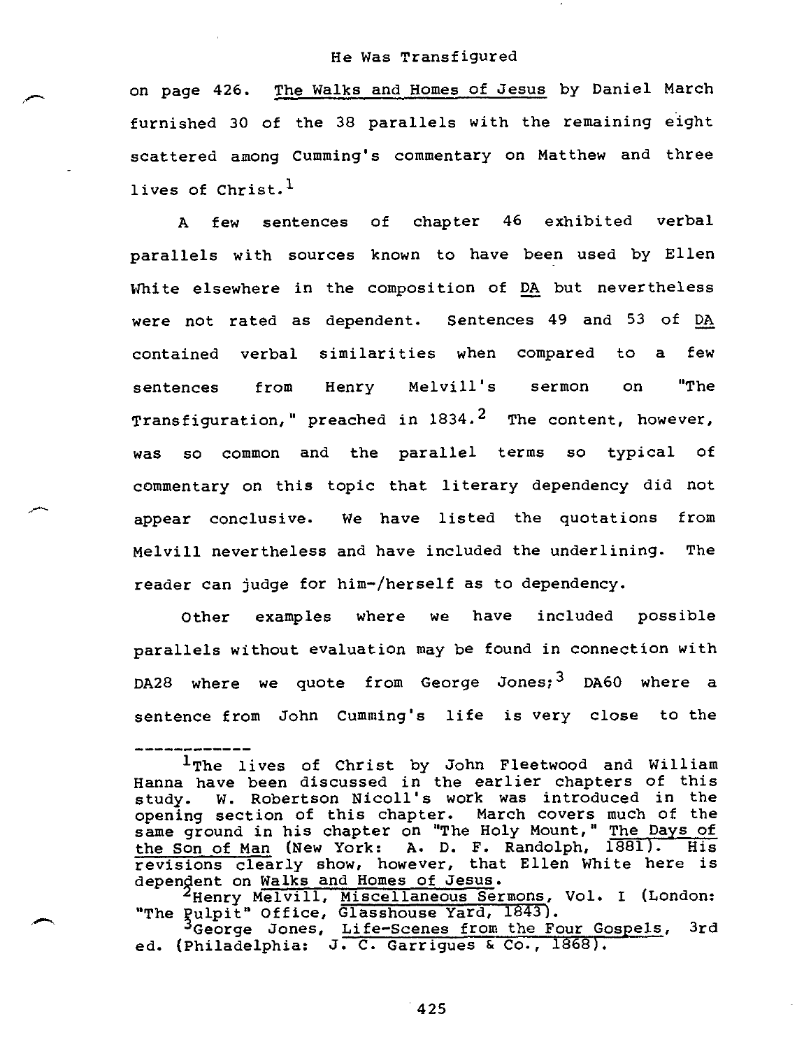on page 426. _The Walks and Homes of Jesus_ by Daniel March furnished 30 of the 38 parallels with the remaining eight scattered among Cumming's commentary on Matthew and three lives of Christ.[1]

A few sentences of chapter 46 exhibited verbal parallels with sources known to have been used by Ellen White elsewhere in the composition of _DA_ but nevertheless were not rated as dependent. Sentences 49 and 53 of _DA_ contained verbal similarities when compared to a few sentences from Henry Melvill's sermon on "The Transfiguration," preached in 1834.[2] The content, however, was so common and the parallel terms so typical of commentary on this topic that literary dependency did not appear conclusive. We have listed the quotations from Melvill nevertheless and have included the underlining. The reader can judge for him-/herself as to dependency.

Other examples where we have included possible parallels without evaluation may be found in connection with DA28 where we quote from George Jones;[3] DA60 where a sentence from John Cumming's life is very close to the

---

[1]The lives of Christ by John Fleetwood and William Hanna have been discussed in the earlier chapters of this study. W. Robertson Nicoll's work was introduced in the opening section of this chapter. March covers much of the same ground in his chapter on "The Holy Mount," _The Days of the Son of Man_ (New York: A. D. F. Randolph, 1881). His revisions clearly show, however, that Ellen White here is dependent on _Walks and Homes of Jesus_.

[2]Henry Melvill, _Miscellaneous Sermons_, Vol. I (London: "The Pulpit" Office, Glasshouse Yard, 1843).

[3]George Jones, _Life-Scenes from the Four Gospels_, 3rd ed. (Philadelphia: J. C. Garrigues & Co., 1868).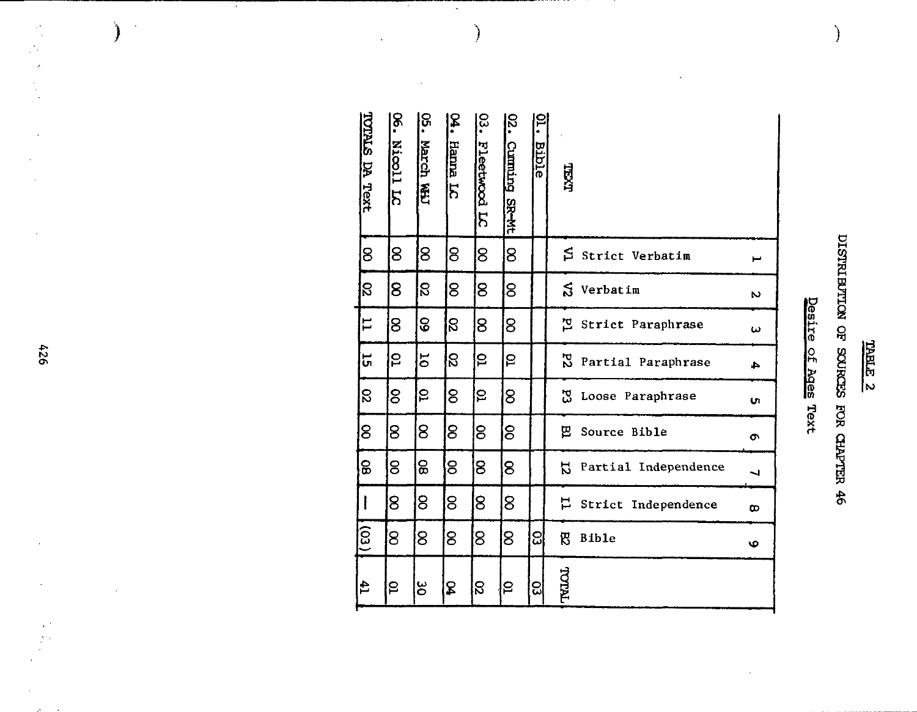## TABLE 2

## DISTRIBUTION OF SOURCES FOR CHAPTER 46

### Desire of Ages Text

| TEXT | 1<br>V1 Strict Verbatim | 2<br>V2 Verbatim | 3<br>P1 Strict Paraphrase | 4<br>P2 Partial Paraphrase | 5<br>P3 Loose Paraphrase | 6<br>B1 Source Bible | 7<br>I2 Partial Independence | 8<br>I1 Strict Independence | 9<br>B2 Bible | TOTAL |
|---|---|---|---|---|---|---|---|---|---|---|
| 01. Bible | | | | | | | | | 03 | 03 |
| 02. Cumming SR-Mt | 00 | 00 | 00 | 01 | 00 | 00 | 00 | 00 | 00 | 01 |
| 03. Fleetwood LC | 00 | 00 | 00 | 01 | 01 | 00 | 00 | 00 | 00 | 02 |
| 04. Hanna LC | 00 | 00 | 02 | 02 | 00 | 00 | 00 | 00 | 00 | 04 |
| 05. March WHJ | 00 | 02 | 09 | 10 | 01 | 00 | 08 | 00 | 00 | 30 |
| 06. Nicoll LC | 00 | 00 | 00 | 01 | 00 | 00 | 00 | 00 | 00 | 01 |
| TOTALS DA Text | 00 | 02 | 11 | 15 | 02 | 00 | 08 | — | (03) | 41 |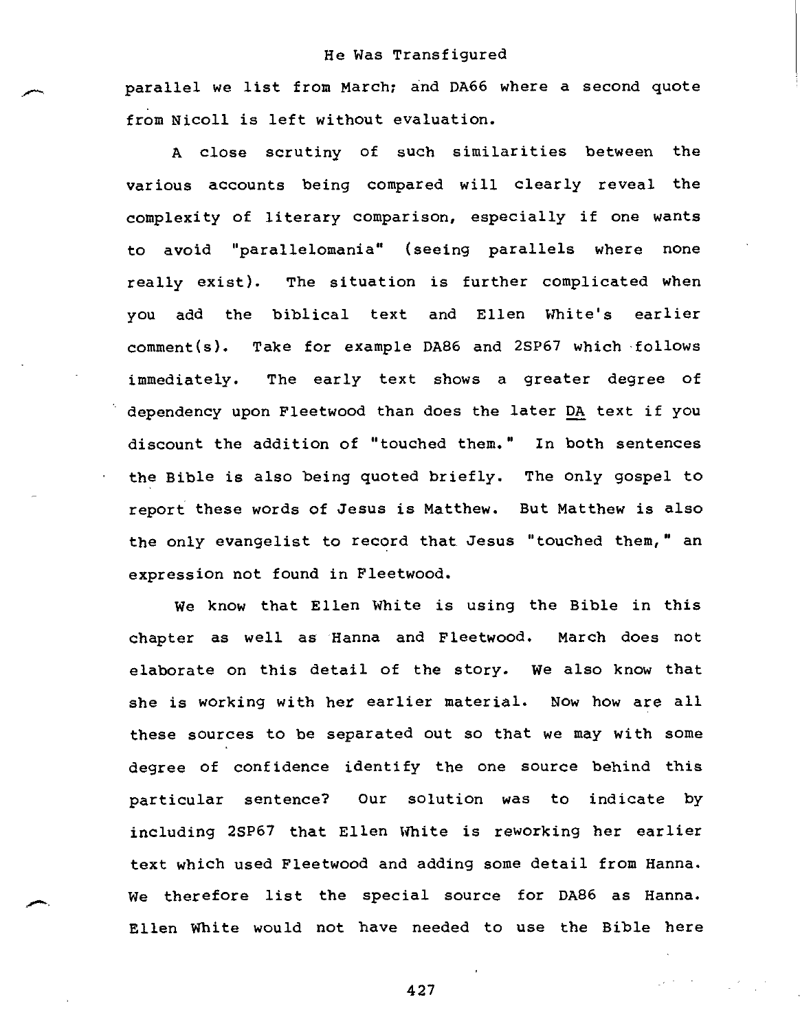parallel we list from March; and DA66 where a second quote from Nicoll is left without evaluation.

A close scrutiny of such similarities between the various accounts being compared will clearly reveal the complexity of literary comparison, especially if one wants to avoid "parallelomania" (seeing parallels where none really exist). The situation is further complicated when you add the biblical text and Ellen White's earlier comment(s). Take for example DA86 and 2SP67 which follows immediately. The early text shows a greater degree of dependency upon Fleetwood than does the later DA text if you discount the addition of "touched them." In both sentences the Bible is also being quoted briefly. The only gospel to report these words of Jesus is Matthew. But Matthew is also the only evangelist to record that Jesus "touched them," an expression not found in Fleetwood.

We know that Ellen White is using the Bible in this chapter as well as Hanna and Fleetwood. March does not elaborate on this detail of the story. We also know that she is working with her earlier material. Now how are all these sources to be separated out so that we may with some degree of confidence identify the one source behind this particular sentence? Our solution was to indicate by including 2SP67 that Ellen White is reworking her earlier text which used Fleetwood and adding some detail from Hanna. We therefore list the special source for DA86 as Hanna. Ellen White would not have needed to use the Bible here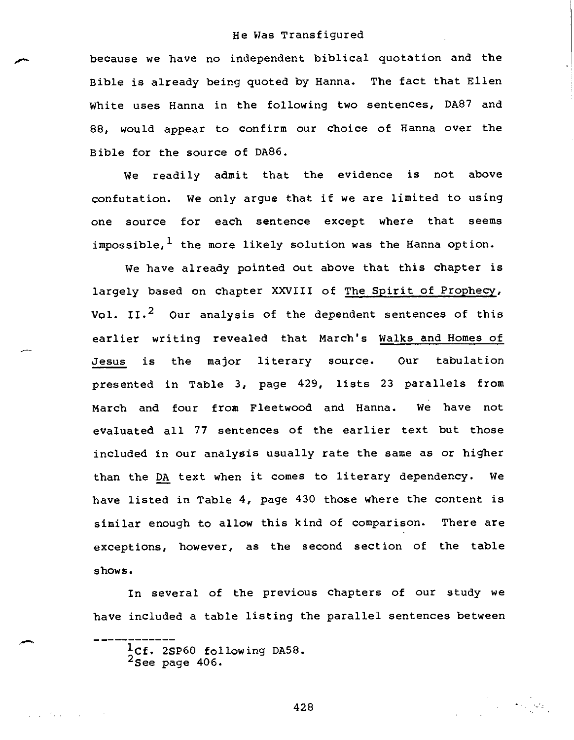because we have no independent biblical quotation and the Bible is already being quoted by Hanna. The fact that Ellen White uses Hanna in the following two sentences, DA87 and 88, would appear to confirm our choice of Hanna over the Bible for the source of DA86.

We readily admit that the evidence is not above confutation. We only argue that if we are limited to using one source for each sentence except where that seems impossible,[1] the more likely solution was the Hanna option.

We have already pointed out above that this chapter is largely based on chapter XXVIII of The Spirit of Prophecy, Vol. II.[2] Our analysis of the dependent sentences of this earlier writing revealed that March's Walks and Homes of Jesus is the major literary source. Our tabulation presented in Table 3, page 429, lists 23 parallels from March and four from Fleetwood and Hanna. We have not evaluated all 77 sentences of the earlier text but those included in our analysis usually rate the same as or higher than the DA text when it comes to literary dependency. We have listed in Table 4, page 430 those where the content is similar enough to allow this kind of comparison. There are exceptions, however, as the second section of the table shows.

In several of the previous chapters of our study we have included a table listing the parallel sentences between

---

[1] Cf. 2SP60 following DA58.
[2] See page 406.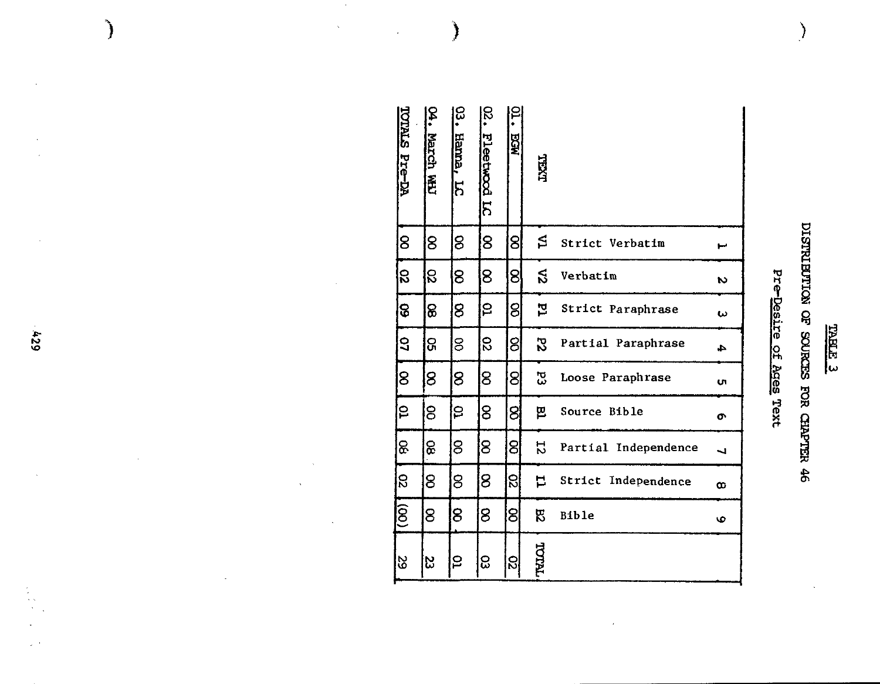TABLE 3

DISTRIBUTION OF SOURCES FOR CHAPTER 46

Pre-*Desire of Ages* Text

| | 1 | 2 | 3 | 4 | 5 | 6 | 7 | 8 | 9 | |
|---|---|---|---|---|---|---|---|---|---|---|
| | Strict Verbatim | Verbatim | Strict Paraphrase | Partial Paraphrase | Loose Paraphrase | Source Bible | Partial Independence | Strict Independence | Bible | |
| TEXT | V1 | V2 | P1 | P2 | P3 | B1 | I2 | I1 | B2 | TOTAL |
| 01. EGW | 00 | 00 | 00 | 00 | 00 | 00 | 00 | 02 | 00 | 02 |
| 02. Fleetwood LC | 00 | 00 | 01 | 02 | 00 | 00 | 00 | 00 | 00 | 03 |
| 03. Hanna, LC | 00 | 00 | 00 | 00 | 00 | 01 | 00 | 00 | 00 | 01 |
| 04. March WHJ | 00 | 02 | 08 | 05 | 00 | 00 | 08 | 00 | 00 | 23 |
| TOTALS Pre-DA | 00 | 02 | 09 | 07 | 00 | 01 | 08 | 02 | (00) | 29 |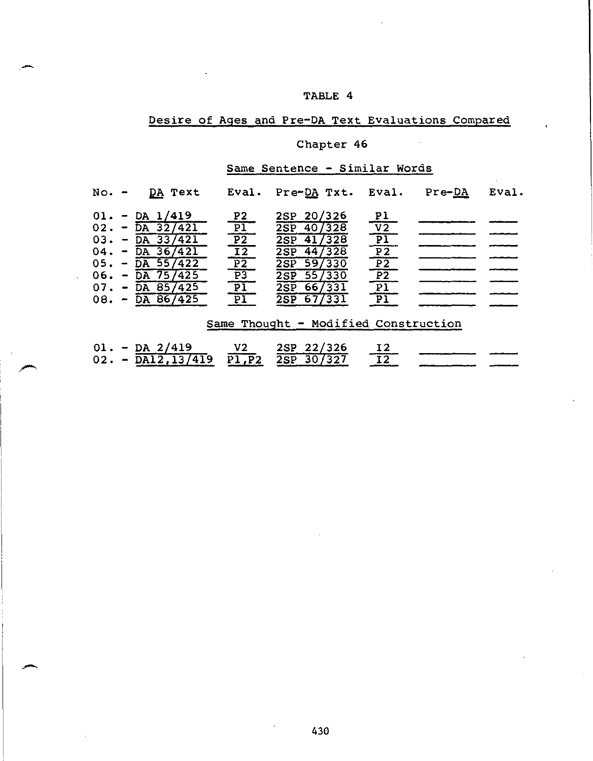TABLE 4

Desire of Ages and Pre-DA Text Evaluations Compared

Chapter 46

Same Sentence - Similar Words

| No. - | DA Text | Eval. | Pre-DA Txt. | Eval. | Pre-DA | Eval. |
|---|---|---|---|---|---|---|
| 01. - | DA 1/419 | P2 | 2SP 20/326 | P1 | | |
| 02. - | DA 32/421 | P1 | 2SP 40/328 | V2 | | |
| 03. - | DA 33/421 | P2 | 2SP 41/328 | P1 | | |
| 04. - | DA 36/421 | I2 | 2SP 44/328 | P2 | | |
| 05. - | DA 55/422 | P2 | 2SP 59/330 | P2 | | |
| 06. - | DA 75/425 | P3 | 2SP 55/330 | P2 | | |
| 07. - | DA 85/425 | P1 | 2SP 66/331 | P1 | | |
| 08. - | DA 86/425 | P1 | 2SP 67/331 | P1 | | |

Same Thought - Modified Construction

| No. - | DA Text | Eval. | Pre-DA Txt. | Eval. | Pre-DA | Eval. |
|---|---|---|---|---|---|---|
| 01. - | DA 2/419 | V2 | 2SP 22/326 | I2 | | |
| 02. - | DA12,13/419 | P1,P2 | 2SP 30/327 | I2 | | |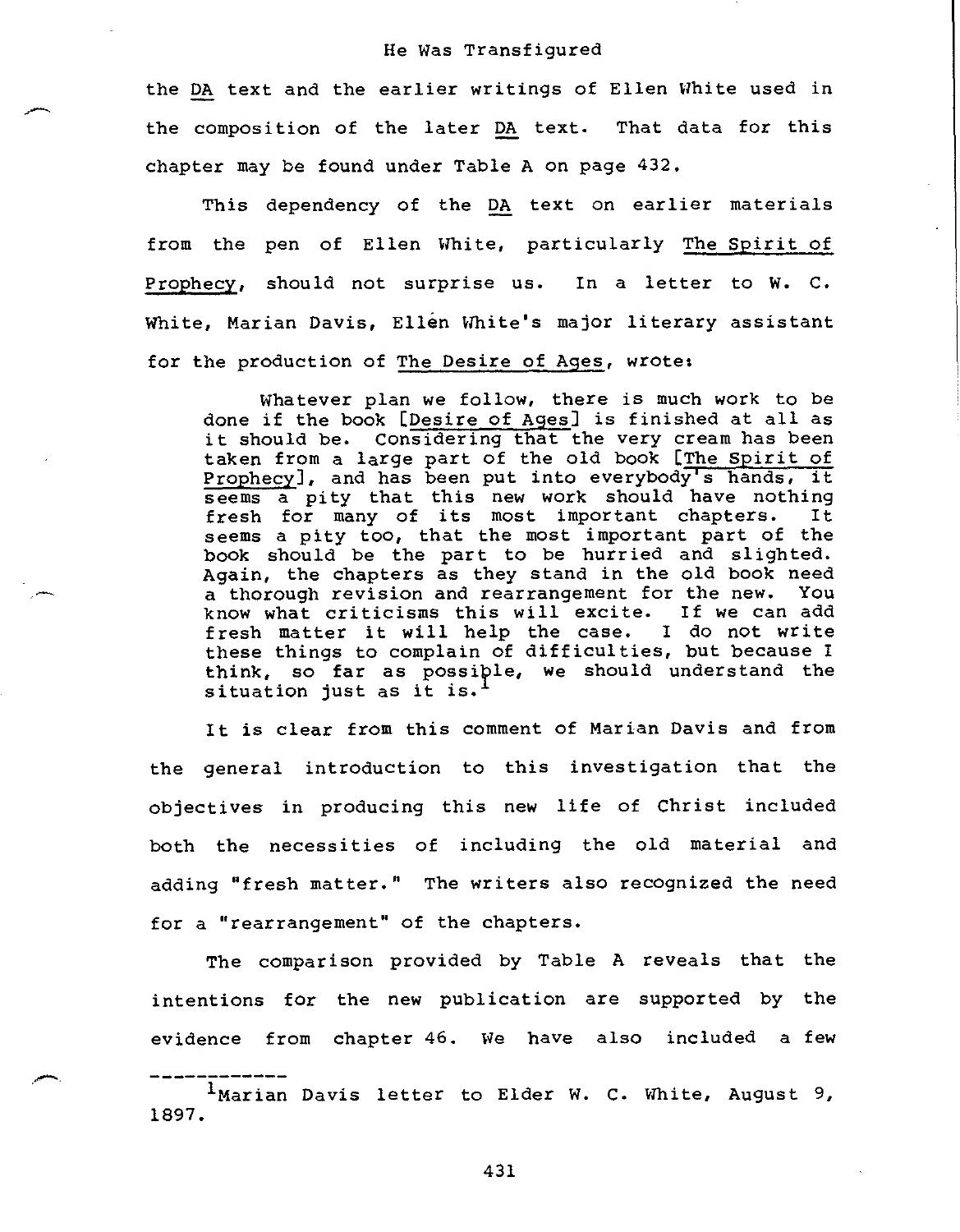the DA text and the earlier writings of Ellen White used in the composition of the later DA text. That data for this chapter may be found under Table A on page 432.

This dependency of the DA text on earlier materials from the pen of Ellen White, particularly The Spirit of Prophecy, should not surprise us. In a letter to W. C. White, Marian Davis, Ellen White's major literary assistant for the production of The Desire of Ages, wrote:

> Whatever plan we follow, there is much work to be done if the book [Desire of Ages] is finished at all as it should be. Considering that the very cream has been taken from a large part of the old book [The Spirit of Prophecy], and has been put into everybody's hands, it seems a pity that this new work should have nothing fresh for many of its most important chapters. It seems a pity too, that the most important part of the book should be the part to be hurried and slighted. Again, the chapters as they stand in the old book need a thorough revision and rearrangement for the new. You know what criticisms this will excite. If we can add fresh matter it will help the case. I do not write these things to complain of difficulties, but because I think, so far as possible, we should understand the situation just as it is.[1]

It is clear from this comment of Marian Davis and from the general introduction to this investigation that the objectives in producing this new life of Christ included both the necessities of including the old material and adding "fresh matter." The writers also recognized the need for a "rearrangement" of the chapters.

The comparison provided by Table A reveals that the intentions for the new publication are supported by the evidence from chapter 46. We have also included a few

---

[1] Marian Davis letter to Elder W. C. White, August 9, 1897.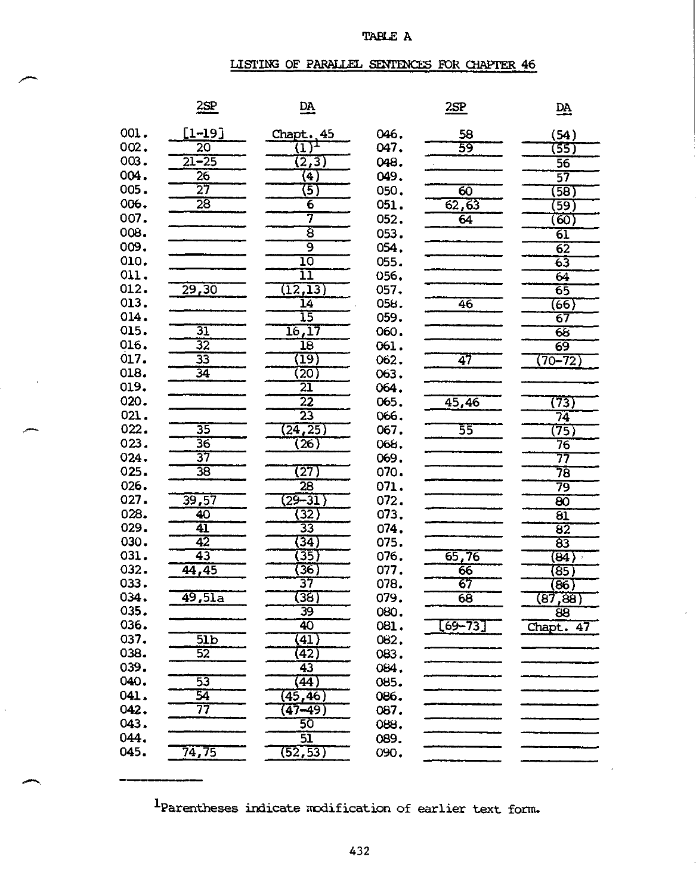TABLE A

LISTING OF PARALLEL SENTENCES FOR CHAPTER 46

| | 2SP | DA | | 2SP | DA |
|---|---|---|---|---|---|
| 001. | [1-19] | Chapt. 45 | 046. | 58 | (54) |
| 002. | 20 | (1)[1] | 047. | 59 | (55) |
| 003. | 21-25 | (2,3) | 048. | | 56 |
| 004. | 26 | (4) | 049. | | 57 |
| 005. | 27 | (5) | 050. | 60 | (58) |
| 006. | 28 | 6 | 051. | 62,63 | (59) |
| 007. | | 7 | 052. | 64 | (60) |
| 008. | | 8 | 053. | | 61 |
| 009. | | 9 | 054. | | 62 |
| 010. | | 10 | 055. | | 63 |
| 011. | | 11 | 056. | | 64 |
| 012. | 29,30 | (12,13) | 057. | | 65 |
| 013. | | 14 | 058. | 46 | (66) |
| 014. | | 15 | 059. | | 67 |
| 015. | 31 | 16,17 | 060. | | 68 |
| 016. | 32 | 18 | 061. | | 69 |
| 017. | 33 | (19) | 062. | 47 | (70-72) |
| 018. | 34 | (20) | 063. | | |
| 019. | | 21 | 064. | | |
| 020. | | 22 | 065. | 45,46 | (73) |
| 021. | | 23 | 066. | | 74 |
| 022. | 35 | (24,25) | 067. | 55 | (75) |
| 023. | 36 | (26) | 068. | | 76 |
| 024. | 37 | | 069. | | 77 |
| 025. | 38 | (27) | 070. | | 78 |
| 026. | | 28 | 071. | | 79 |
| 027. | 39,57 | (29-31) | 072. | | 80 |
| 028. | 40 | (32) | 073. | | 81 |
| 029. | 41 | 33 | 074. | | 82 |
| 030. | 42 | (34) | 075. | | 83 |
| 031. | 43 | (35) | 076. | 65,76 | (84) |
| 032. | 44,45 | (36) | 077. | 66 | (85) |
| 033. | | 37 | 078. | 67 | (86) |
| 034. | 49,51a | (38) | 079. | 68 | (87,88) |
| 035. | | 39 | 080. | | 88 |
| 036. | | 40 | 081. | [69-73] | Chapt. 47 |
| 037. | 51b | (41) | 082. | | |
| 038. | 52 | (42) | 083. | | |
| 039. | | 43 | 084. | | |
| 040. | 53 | (44) | 085. | | |
| 041. | 54 | (45,46) | 086. | | |
| 042. | 77 | (47-49) | 087. | | |
| 043. | | 50 | 088. | | |
| 044. | | 51 | 089. | | |
| 045. | 74,75 | (52,53) | 090. | | |

[1]Parentheses indicate modification of earlier text form.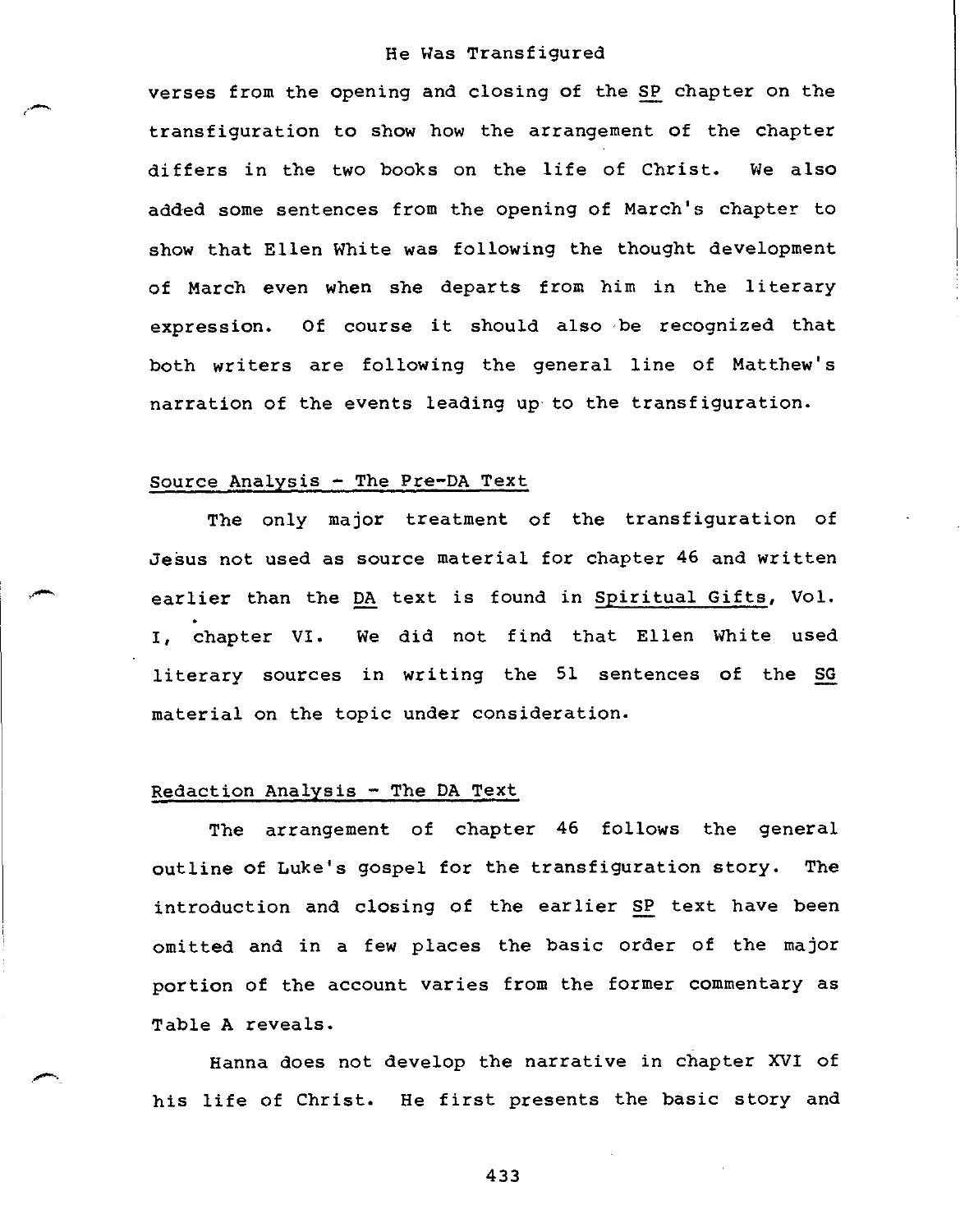verses from the opening and closing of the *SP* chapter on the transfiguration to show how the arrangement of the chapter differs in the two books on the life of Christ. We also added some sentences from the opening of March's chapter to show that Ellen White was following the thought development of March even when she departs from him in the literary expression. Of course it should also be recognized that both writers are following the general line of Matthew's narration of the events leading up to the transfiguration.

## Source Analysis - The Pre-DA Text

The only major treatment of the transfiguration of Jesus not used as source material for chapter 46 and written earlier than the *DA* text is found in *Spiritual Gifts*, Vol. I, chapter VI. We did not find that Ellen White used literary sources in writing the 51 sentences of the *SG* material on the topic under consideration.

## Redaction Analysis - The DA Text

The arrangement of chapter 46 follows the general outline of Luke's gospel for the transfiguration story. The introduction and closing of the earlier *SP* text have been omitted and in a few places the basic order of the major portion of the account varies from the former commentary as Table A reveals.

Hanna does not develop the narrative in chapter XVI of his life of Christ. He first presents the basic story and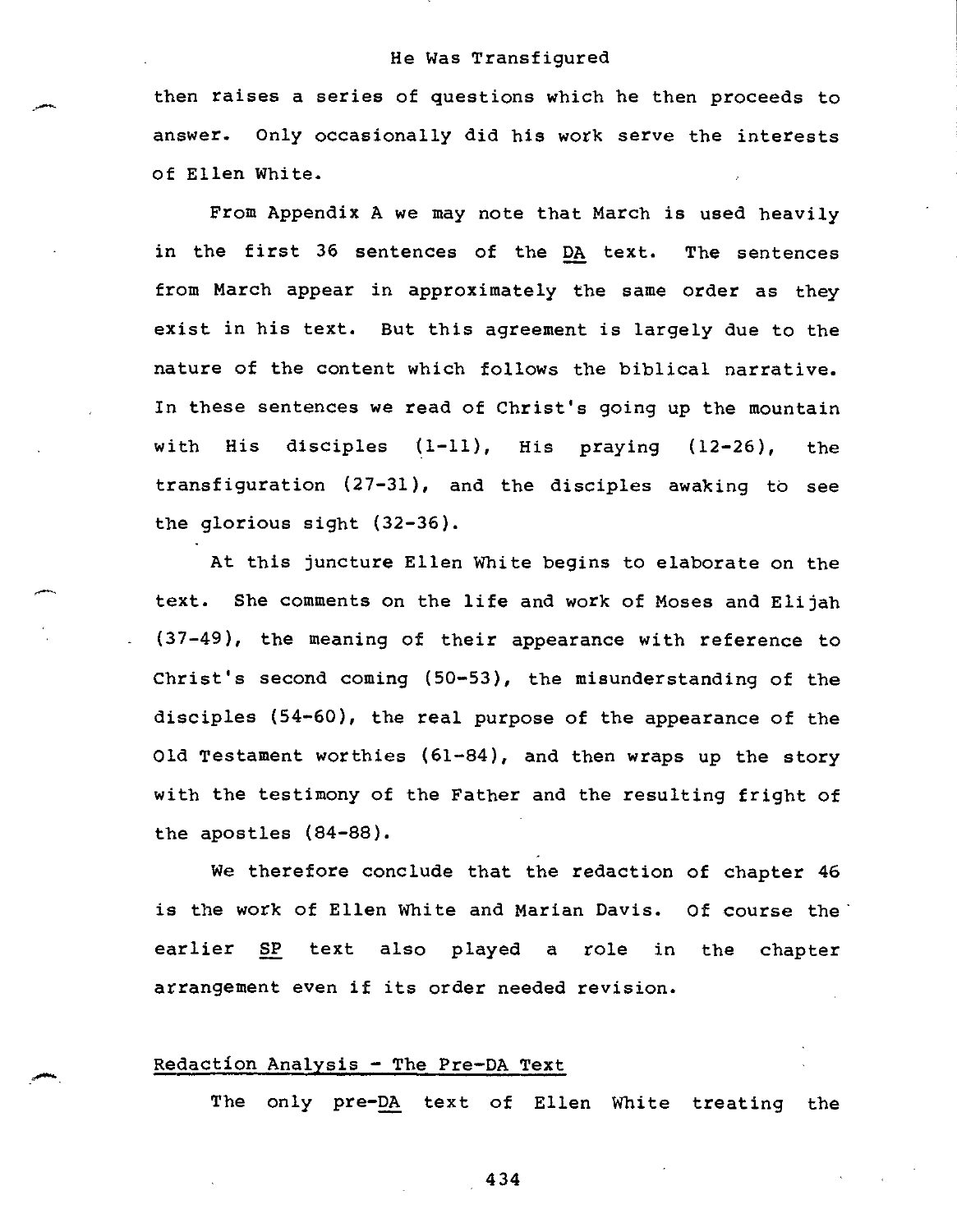then raises a series of questions which he then proceeds to answer. Only occasionally did his work serve the interests of Ellen White.

From Appendix A we may note that March is used heavily in the first 36 sentences of the DA text. The sentences from March appear in approximately the same order as they exist in his text. But this agreement is largely due to the nature of the content which follows the biblical narrative. In these sentences we read of Christ's going up the mountain with His disciples (1-11), His praying (12-26), the transfiguration (27-31), and the disciples awaking to see the glorious sight (32-36).

At this juncture Ellen White begins to elaborate on the text. She comments on the life and work of Moses and Elijah (37-49), the meaning of their appearance with reference to Christ's second coming (50-53), the misunderstanding of the disciples (54-60), the real purpose of the appearance of the Old Testament worthies (61-84), and then wraps up the story with the testimony of the Father and the resulting fright of the apostles (84-88).

We therefore conclude that the redaction of chapter 46 is the work of Ellen White and Marian Davis. Of course the earlier SP text also played a role in the chapter arrangement even if its order needed revision.

## Redaction Analysis - The Pre-DA Text

The only pre-DA text of Ellen White treating the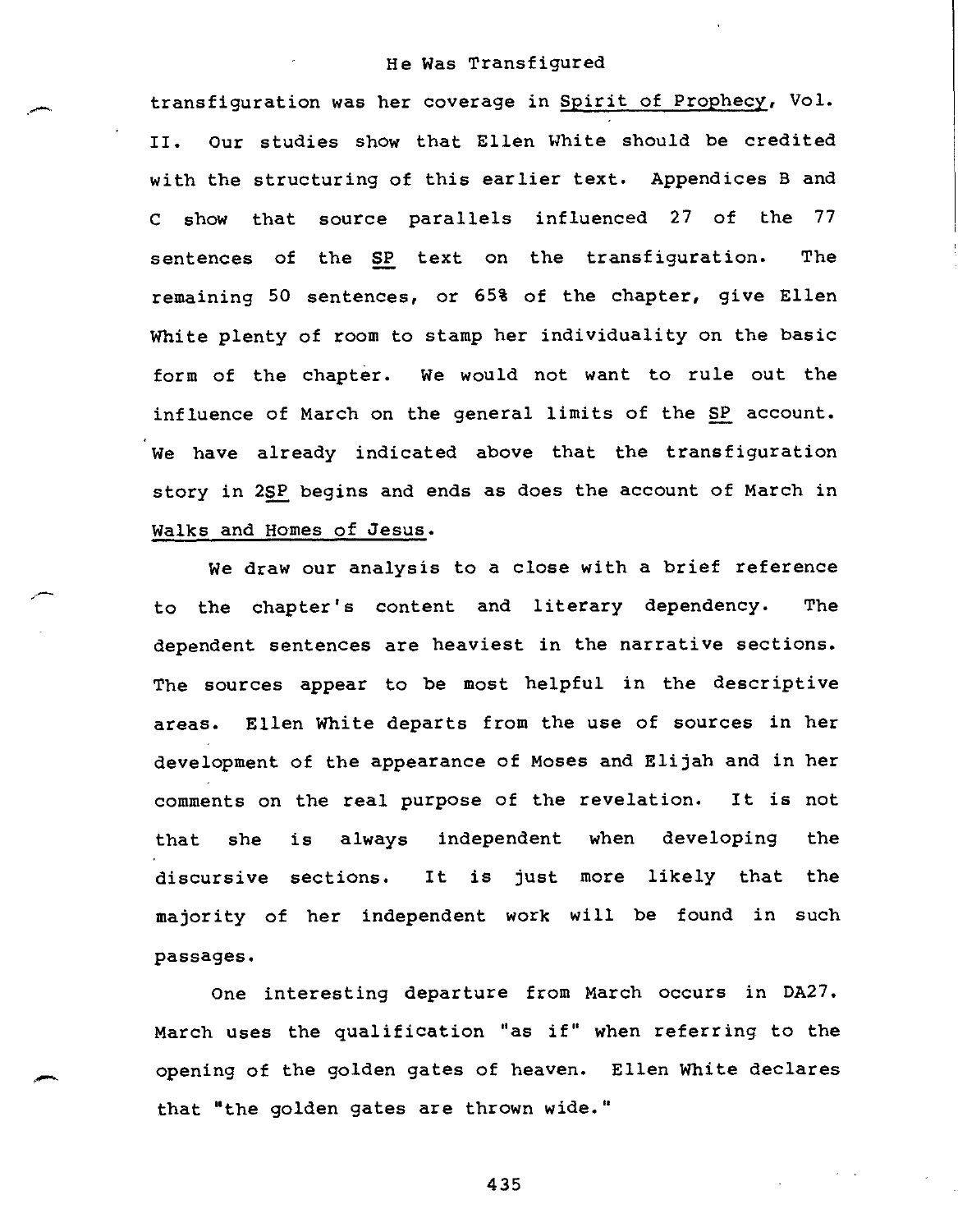transfiguration was her coverage in Spirit of Prophecy, Vol. II. Our studies show that Ellen White should be credited with the structuring of this earlier text. Appendices B and C show that source parallels influenced 27 of the 77 sentences of the SP text on the transfiguration. The remaining 50 sentences, or 65% of the chapter, give Ellen White plenty of room to stamp her individuality on the basic form of the chapter. We would not want to rule out the influence of March on the general limits of the SP account. We have already indicated above that the transfiguration story in 2SP begins and ends as does the account of March in Walks and Homes of Jesus.

We draw our analysis to a close with a brief reference to the chapter's content and literary dependency. The dependent sentences are heaviest in the narrative sections. The sources appear to be most helpful in the descriptive areas. Ellen White departs from the use of sources in her development of the appearance of Moses and Elijah and in her comments on the real purpose of the revelation. It is not that she is always independent when developing the discursive sections. It is just more likely that the majority of her independent work will be found in such passages.

One interesting departure from March occurs in DA27. March uses the qualification "as if" when referring to the opening of the golden gates of heaven. Ellen White declares that "the golden gates are thrown wide."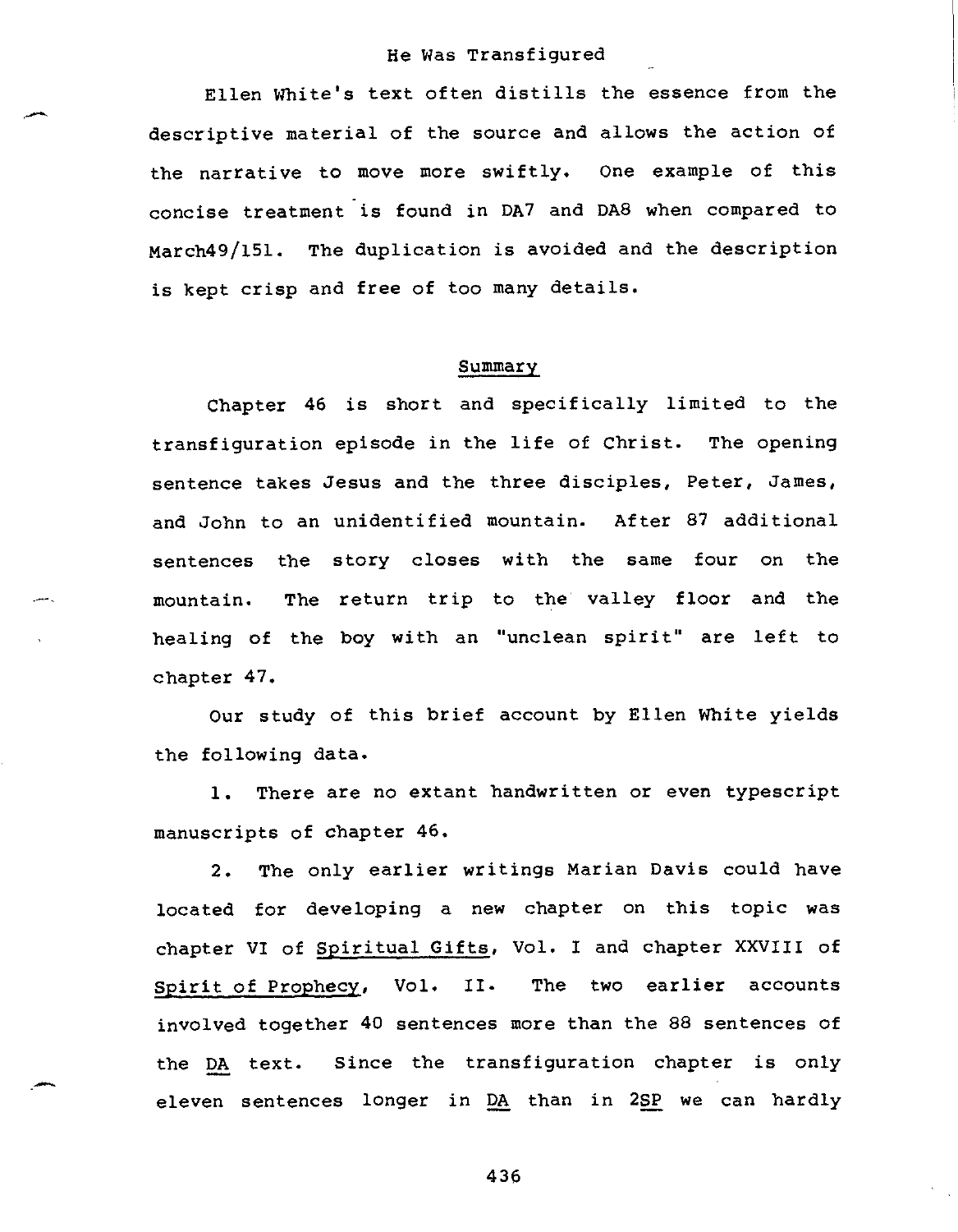He Was Transfigured

Ellen White's text often distills the essence from the descriptive material of the source and allows the action of the narrative to move more swiftly. One example of this concise treatment is found in DA7 and DA8 when compared to March49/151. The duplication is avoided and the description is kept crisp and free of too many details.

## Summary

Chapter 46 is short and specifically limited to the transfiguration episode in the life of Christ. The opening sentence takes Jesus and the three disciples, Peter, James, and John to an unidentified mountain. After 87 additional sentences the story closes with the same four on the mountain. The return trip to the valley floor and the healing of the boy with an "unclean spirit" are left to chapter 47.

Our study of this brief account by Ellen White yields the following data.

1. There are no extant handwritten or even typescript manuscripts of chapter 46.

2. The only earlier writings Marian Davis could have located for developing a new chapter on this topic was chapter VI of Spiritual Gifts, Vol. I and chapter XXVIII of Spirit of Prophecy, Vol. II. The two earlier accounts involved together 40 sentences more than the 88 sentences of the DA text. Since the transfiguration chapter is only eleven sentences longer in DA than in 2SP we can hardly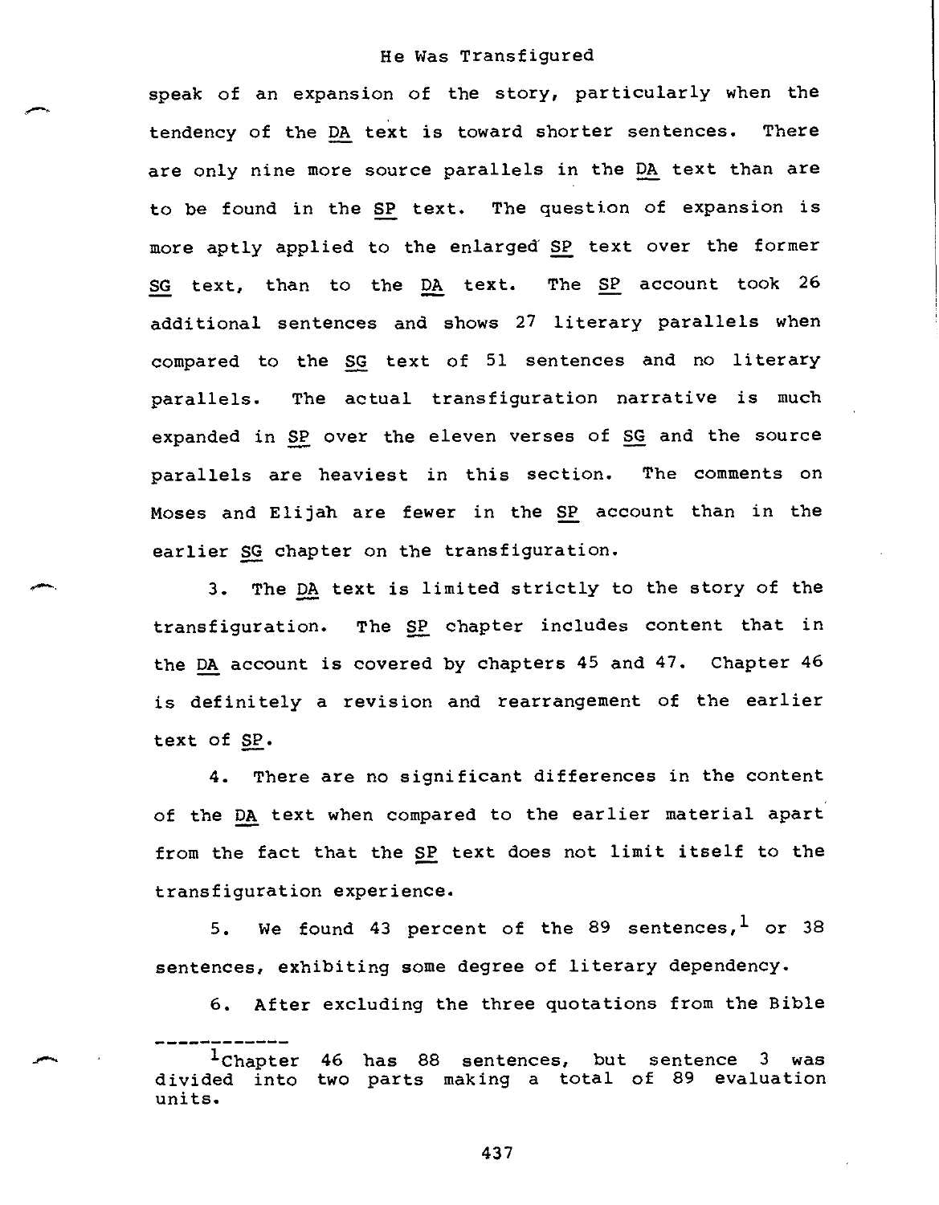speak of an expansion of the story, particularly when the tendency of the DA text is toward shorter sentences. There are only nine more source parallels in the DA text than are to be found in the SP text. The question of expansion is more aptly applied to the enlarged SP text over the former SG text, than to the DA text. The SP account took 26 additional sentences and shows 27 literary parallels when compared to the SG text of 51 sentences and no literary parallels. The actual transfiguration narrative is much expanded in SP over the eleven verses of SG and the source parallels are heaviest in this section. The comments on Moses and Elijah are fewer in the SP account than in the earlier SG chapter on the transfiguration.

3. The DA text is limited strictly to the story of the transfiguration. The SP chapter includes content that in the DA account is covered by chapters 45 and 47. Chapter 46 is definitely a revision and rearrangement of the earlier text of SP.

4. There are no significant differences in the content of the DA text when compared to the earlier material apart from the fact that the SP text does not limit itself to the transfiguration experience.

5. We found 43 percent of the 89 sentences,[1] or 38 sentences, exhibiting some degree of literary dependency.

6. After excluding the three quotations from the Bible

---

[1] Chapter 46 has 88 sentences, but sentence 3 was divided into two parts making a total of 89 evaluation units.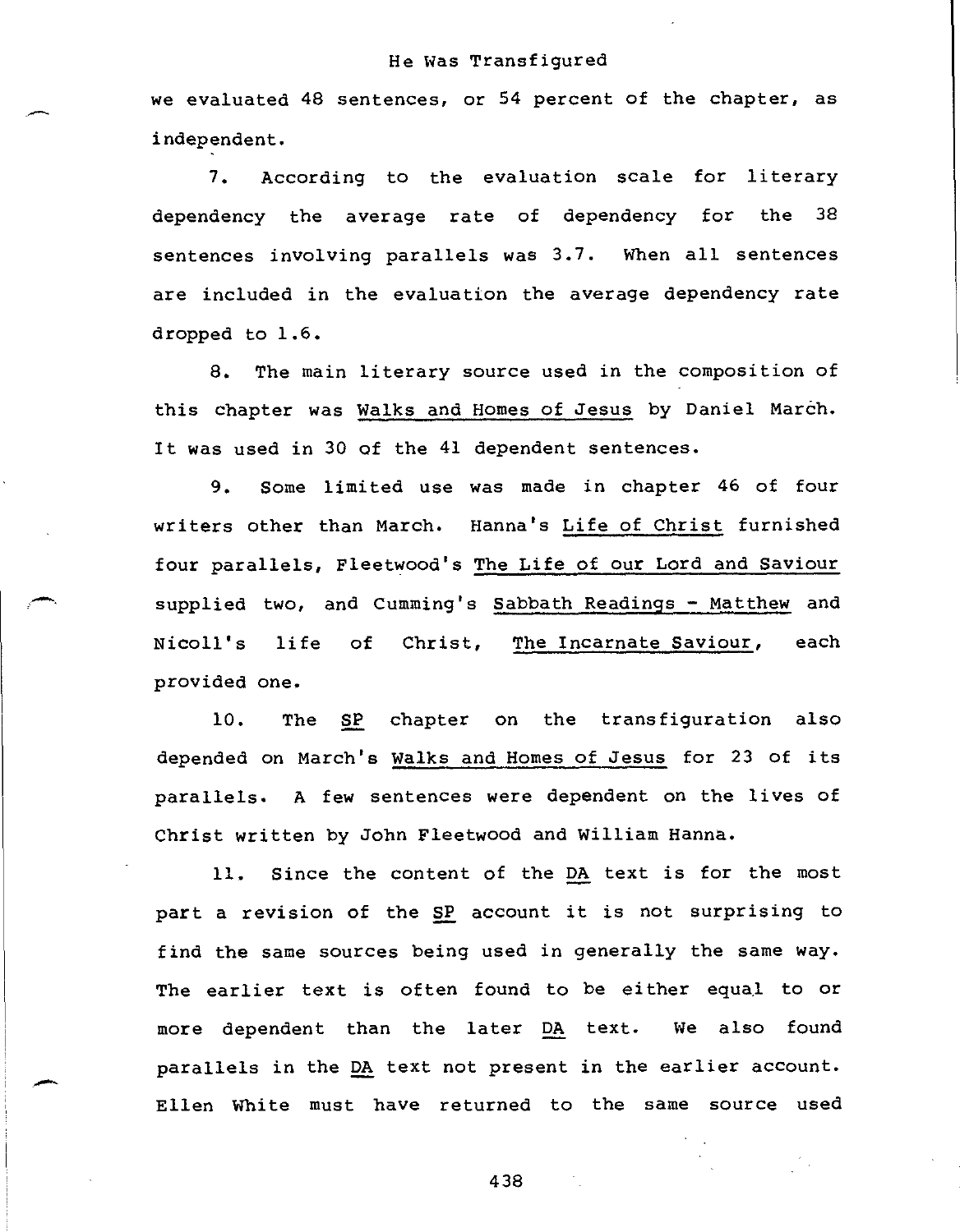we evaluated 48 sentences, or 54 percent of the chapter, as independent.

7. According to the evaluation scale for literary dependency the average rate of dependency for the 38 sentences involving parallels was 3.7. When all sentences are included in the evaluation the average dependency rate dropped to 1.6.

8. The main literary source used in the composition of this chapter was Walks and Homes of Jesus by Daniel March. It was used in 30 of the 41 dependent sentences.

9. Some limited use was made in chapter 46 of four writers other than March. Hanna's Life of Christ furnished four parallels, Fleetwood's The Life of our Lord and Saviour supplied two, and Cumming's Sabbath Readings - Matthew and Nicoll's life of Christ, The Incarnate Saviour, each provided one.

10. The SP chapter on the transfiguration also depended on March's Walks and Homes of Jesus for 23 of its parallels. A few sentences were dependent on the lives of Christ written by John Fleetwood and William Hanna.

11. Since the content of the DA text is for the most part a revision of the SP account it is not surprising to find the same sources being used in generally the same way. The earlier text is often found to be either equal to or more dependent than the later DA text. We also found parallels in the DA text not present in the earlier account. Ellen White must have returned to the same source used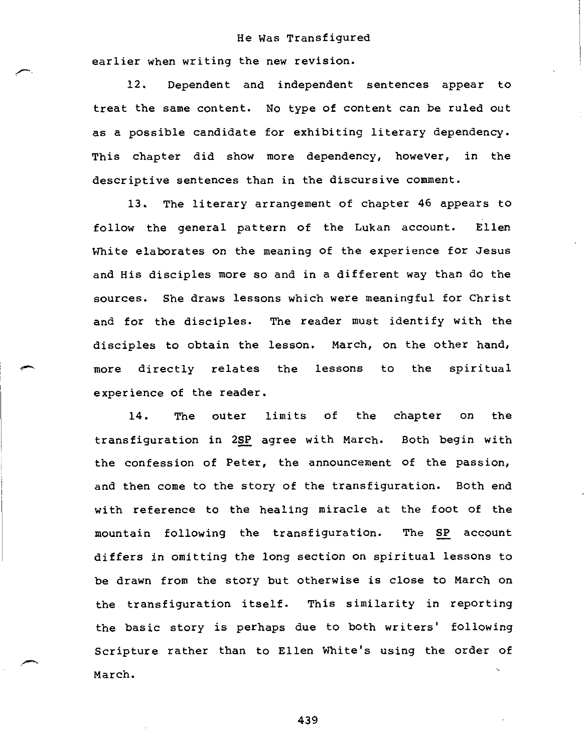earlier when writing the new revision.

12. Dependent and independent sentences appear to treat the same content. No type of content can be ruled out as a possible candidate for exhibiting literary dependency. This chapter did show more dependency, however, in the descriptive sentences than in the discursive comment.

13. The literary arrangement of chapter 46 appears to follow the general pattern of the Lukan account. Ellen White elaborates on the meaning of the experience for Jesus and His disciples more so and in a different way than do the sources. She draws lessons which were meaningful for Christ and for the disciples. The reader must identify with the disciples to obtain the lesson. March, on the other hand, more directly relates the lessons to the spiritual experience of the reader.

14. The outer limits of the chapter on the transfiguration in 2*SP* agree with March. Both begin with the confession of Peter, the announcement of the passion, and then come to the story of the transfiguration. Both end with reference to the healing miracle at the foot of the mountain following the transfiguration. The *SP* account differs in omitting the long section on spiritual lessons to be drawn from the story but otherwise is close to March on the transfiguration itself. This similarity in reporting the basic story is perhaps due to both writers' following Scripture rather than to Ellen White's using the order of March.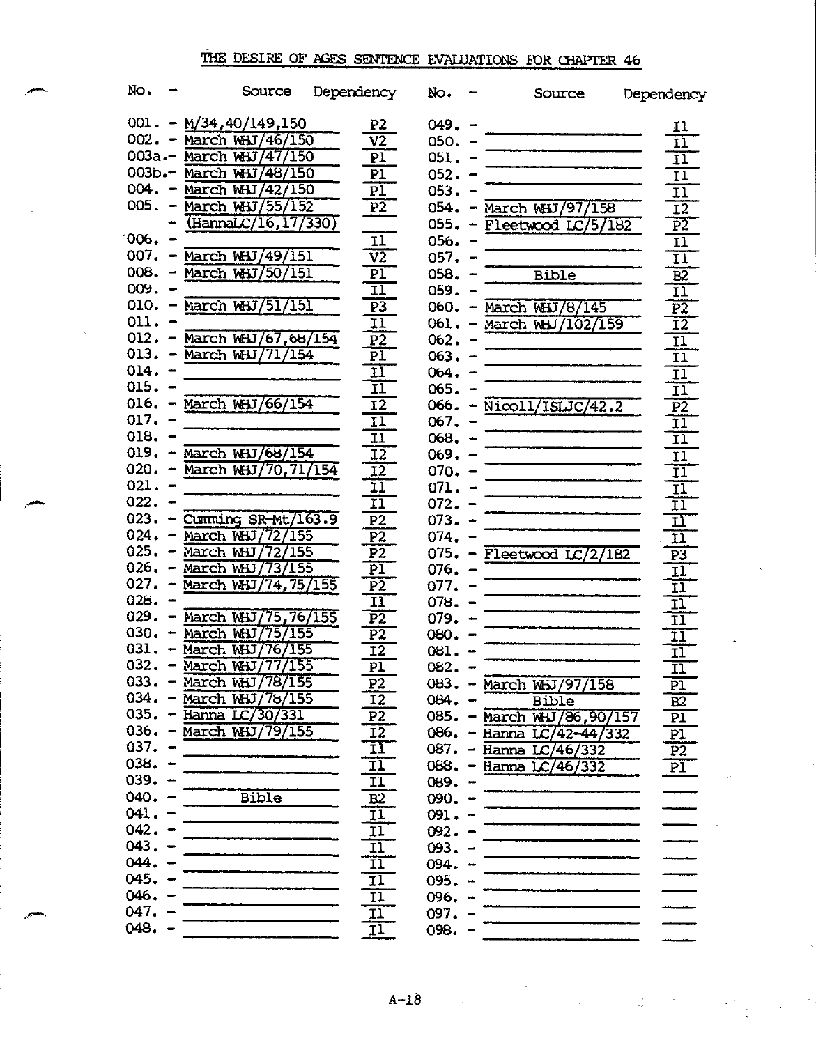# THE DESIRE OF AGES SENTENCE EVALUATIONS FOR CHAPTER 46

| No. | Source | Dependency | No. | Source | Dependency |
|---|---|---|---|---|---|
| 001. | M/34,40/149,150 | P2 | 049. | | I1 |
| 002. | March WHJ/46/150 | V2 | 050. | | I1 |
| 003a. | March WHJ/47/150 | P1 | 051. | | I1 |
| 003b. | March WHJ/48/150 | P1 | 052. | | I1 |
| 004. | March WHJ/42/150 | P1 | 053. | | I1 |
| 005. | March WHJ/55/152 | P2 | 054. | March WHJ/97/158 | I2 |
| | (HannaLC/16,17/330) | | 055. | Fleetwood LC/5/182 | P2 |
| 006. | | I1 | 056. | | I1 |
| 007. | March WHJ/49/151 | V2 | 057. | | I1 |
| 008. | March WHJ/50/151 | P1 | 058. | Bible | B2 |
| 009. | | I1 | 059. | | I1 |
| 010. | March WHJ/51/151 | P3 | 060. | March WHJ/8/145 | P2 |
| 011. | | I1 | 061. | March WHJ/102/159 | I2 |
| 012. | March WHJ/67,68/154 | P2 | 062. | | I1 |
| 013. | March WHJ/71/154 | P1 | 063. | | I1 |
| 014. | | I1 | 064. | | I1 |
| 015. | | I1 | 065. | | I1 |
| 016. | March WHJ/66/154 | I2 | 066. | Nicoll/ISLJC/42.2 | P2 |
| 017. | | I1 | 067. | | I1 |
| 018. | | I1 | 068. | | I1 |
| 019. | March WHJ/68/154 | I2 | 069. | | I1 |
| 020. | March WHJ/70,71/154 | I2 | 070. | | I1 |
| 021. | | I1 | 071. | | I1 |
| 022. | | I1 | 072. | | I1 |
| 023. | Cumming SR-Mt/163.9 | P2 | 073. | | I1 |
| 024. | March WHJ/72/155 | P2 | 074. | | I1 |
| 025. | March WHJ/72/155 | P2 | 075. | Fleetwood LC/2/182 | P3 |
| 026. | March WHJ/73/155 | P1 | 076. | | I1 |
| 027. | March WHJ/74,75/155 | P2 | 077. | | I1 |
| 028. | | I1 | 078. | | I1 |
| 029. | March WHJ/75,76/155 | P2 | 079. | | I1 |
| 030. | March WHJ/75/155 | P2 | 080. | | I1 |
| 031. | March WHJ/76/155 | I2 | 081. | | I1 |
| 032. | March WHJ/77/155 | P1 | 082. | | I1 |
| 033. | March WHJ/78/155 | P2 | 083. | March WHJ/97/158 | P1 |
| 034. | March WHJ/78/155 | I2 | 084. | Bible | B2 |
| 035. | Hanna LC/30/331 | P2 | 085. | March WHJ/86,90/157 | P1 |
| 036. | March WHJ/79/155 | I2 | 086. | Hanna LC/42-44/332 | P1 |
| 037. | | I1 | 087. | Hanna LC/46/332 | P2 |
| 038. | | I1 | 088. | Hanna LC/46/332 | P1 |
| 039. | | I1 | 089. | | |
| 040. | Bible | B2 | 090. | | |
| 041. | | I1 | 091. | | |
| 042. | | I1 | 092. | | |
| 043. | | I1 | 093. | | |
| 044. | | I1 | 094. | | |
| 045. | | I1 | 095. | | |
| 046. | | I1 | 096. | | |
| 047. | | I1 | 097. | | |
| 048. | | I1 | 098. | | |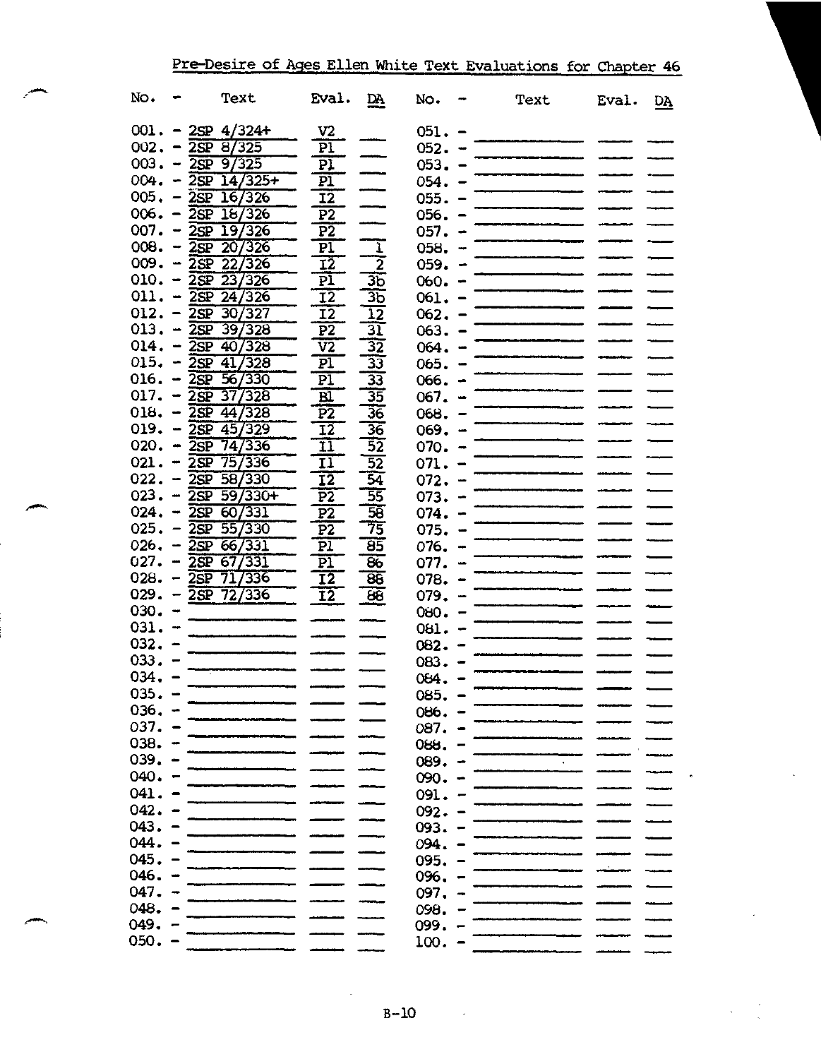# Pre-Desire of Ages Ellen White Text Evaluations for Chapter 46

| No. | Text | Eval. | DA |
|---|---|---|---|
| 001. | 2SP 4/324+ | V2 | |
| 002. | 2SP 8/325 | P1 | |
| 003. | 2SP 9/325 | P1 | |
| 004. | 2SP 14/325+ | P1 | |
| 005. | 2SP 16/326 | I2 | |
| 006. | 2SP 18/326 | P2 | |
| 007. | 2SP 19/326 | P2 | |
| 008. | 2SP 20/326 | P1 | 1 |
| 009. | 2SP 22/326 | I2 | 2 |
| 010. | 2SP 23/326 | P1 | 3b |
| 011. | 2SP 24/326 | I2 | 3b |
| 012. | 2SP 30/327 | I2 | 12 |
| 013. | 2SP 39/328 | P2 | 31 |
| 014. | 2SP 40/328 | V2 | 32 |
| 015. | 2SP 41/328 | P1 | 33 |
| 016. | 2SP 56/330 | P1 | 33 |
| 017. | 2SP 37/328 | B1 | 35 |
| 018. | 2SP 44/328 | P2 | 36 |
| 019. | 2SP 45/329 | I2 | 36 |
| 020. | 2SP 74/336 | I1 | 52 |
| 021. | 2SP 75/336 | I1 | 52 |
| 022. | 2SP 58/330 | I2 | 54 |
| 023. | 2SP 59/330+ | P2 | 55 |
| 024. | 2SP 60/331 | P2 | 58 |
| 025. | 2SP 55/330 | P2 | 75 |
| 026. | 2SP 66/331 | P1 | 85 |
| 027. | 2SP 67/331 | P1 | 86 |
| 028. | 2SP 71/336 | I2 | 88 |
| 029. | 2SP 72/336 | I2 | 88 |
| 030. | | | |
| 031. | | | |
| 032. | | | |
| 033. | | | |
| 034. | | | |
| 035. | | | |
| 036. | | | |
| 037. | | | |
| 038. | | | |
| 039. | | | |
| 040. | | | |
| 041. | | | |
| 042. | | | |
| 043. | | | |
| 044. | | | |
| 045. | | | |
| 046. | | | |
| 047. | | | |
| 048. | | | |
| 049. | | | |
| 050. | | | |
| 051. | | | |
| 052. | | | |
| 053. | | | |
| 054. | | | |
| 055. | | | |
| 056. | | | |
| 057. | | | |
| 058. | | | |
| 059. | | | |
| 060. | | | |
| 061. | | | |
| 062. | | | |
| 063. | | | |
| 064. | | | |
| 065. | | | |
| 066. | | | |
| 067. | | | |
| 068. | | | |
| 069. | | | |
| 070. | | | |
| 071. | | | |
| 072. | | | |
| 073. | | | |
| 074. | | | |
| 075. | | | |
| 076. | | | |
| 077. | | | |
| 078. | | | |
| 079. | | | |
| 080. | | | |
| 081. | | | |
| 082. | | | |
| 083. | | | |
| 084. | | | |
| 085. | | | |
| 086. | | | |
| 087. | | | |
| 088. | | | |
| 089. | | | |
| 090. | | | |
| 091. | | | |
| 092. | | | |
| 093. | | | |
| 094. | | | |
| 095. | | | |
| 096. | | | |
| 097. | | | |
| 098. | | | |
| 099. | | | |
| 100. | | | |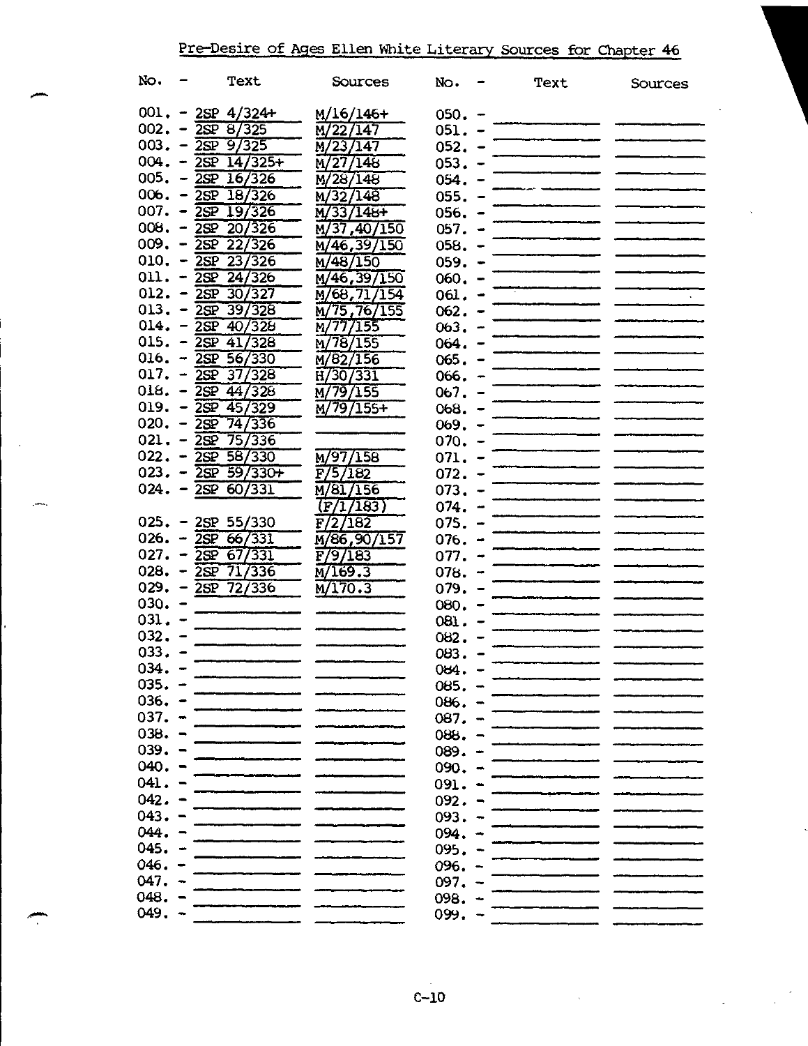# Pre-Desire of Ages Ellen White Literary Sources for Chapter 46

| No. | Text | Sources | No. | Text | Sources |
|---|---|---|---|---|---|
| 001. | 2SP 4/324+ | M/16/146+ | 050. | | |
| 002. | 2SP 8/325 | M/22/147 | 051. | | |
| 003. | 2SP 9/325 | M/23/147 | 052. | | |
| 004. | 2SP 14/325+ | M/27/148 | 053. | | |
| 005. | 2SP 16/326 | M/28/148 | 054. | | |
| 006. | 2SP 18/326 | M/32/148 | 055. | | |
| 007. | 2SP 19/326 | M/33/148+ | 056. | | |
| 008. | 2SP 20/326 | M/37,40/150 | 057. | | |
| 009. | 2SP 22/326 | M/46,39/150 | 058. | | |
| 010. | 2SP 23/326 | M/48/150 | 059. | | |
| 011. | 2SP 24/326 | M/46,39/150 | 060. | | |
| 012. | 2SP 30/327 | M/68,71/154 | 061. | | |
| 013. | 2SP 39/328 | M/75,76/155 | 062. | | |
| 014. | 2SP 40/328 | M/77/155 | 063. | | |
| 015. | 2SP 41/328 | M/78/155 | 064. | | |
| 016. | 2SP 56/330 | M/82/156 | 065. | | |
| 017. | 2SP 37/328 | H/30/331 | 066. | | |
| 018. | 2SP 44/328 | M/79/155 | 067. | | |
| 019. | 2SP 45/329 | M/79/155+ | 068. | | |
| 020. | 2SP 74/336 | | 069. | | |
| 021. | 2SP 75/336 | | 070. | | |
| 022. | 2SP 58/330 | M/97/158 | 071. | | |
| 023. | 2SP 59/330+ | F/5/182 | 072. | | |
| 024. | 2SP 60/331 | M/81/156 (F/1/183) | 073. | | |
| | | | 074. | | |
| 025. | 2SP 55/330 | F/2/182 | 075. | | |
| 026. | 2SP 66/331 | M/86,90/157 | 076. | | |
| 027. | 2SP 67/331 | F/9/183 | 077. | | |
| 028. | 2SP 71/336 | M/169.3 | 078. | | |
| 029. | 2SP 72/336 | M/170.3 | 079. | | |
| 030. | | | 080. | | |
| 031. | | | 081. | | |
| 032. | | | 082. | | |
| 033. | | | 083. | | |
| 034. | | | 084. | | |
| 035. | | | 085. | | |
| 036. | | | 086. | | |
| 037. | | | 087. | | |
| 038. | | | 088. | | |
| 039. | | | 089. | | |
| 040. | | | 090. | | |
| 041. | | | 091. | | |
| 042. | | | 092. | | |
| 043. | | | 093. | | |
| 044. | | | 094. | | |
| 045. | | | 095. | | |
| 046. | | | 096. | | |
| 047. | | | 097. | | |
| 048. | | | 098. | | |
| 049. | | | 099. | | |

C-10